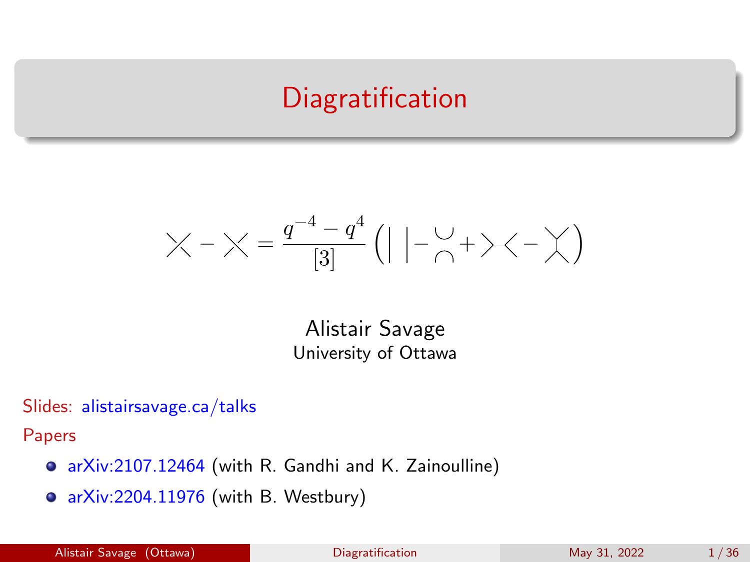# Diagratification

$$\times - \times = \frac{q^{-4} - q^4}{[3]} \left( | \, | - \genfrac{}{}{0pt}{}{\cup}{\cap} + \succ\!\prec - \curlyvee\!\!\curlywedge \right)$$

Alistair Savage
University of Ottawa

Slides: alistairsavage.ca/talks

Papers

- arXiv:2107.12464 (with R. Gandhi and K. Zainoulline)
- arXiv:2204.11976 (with B. Westbury)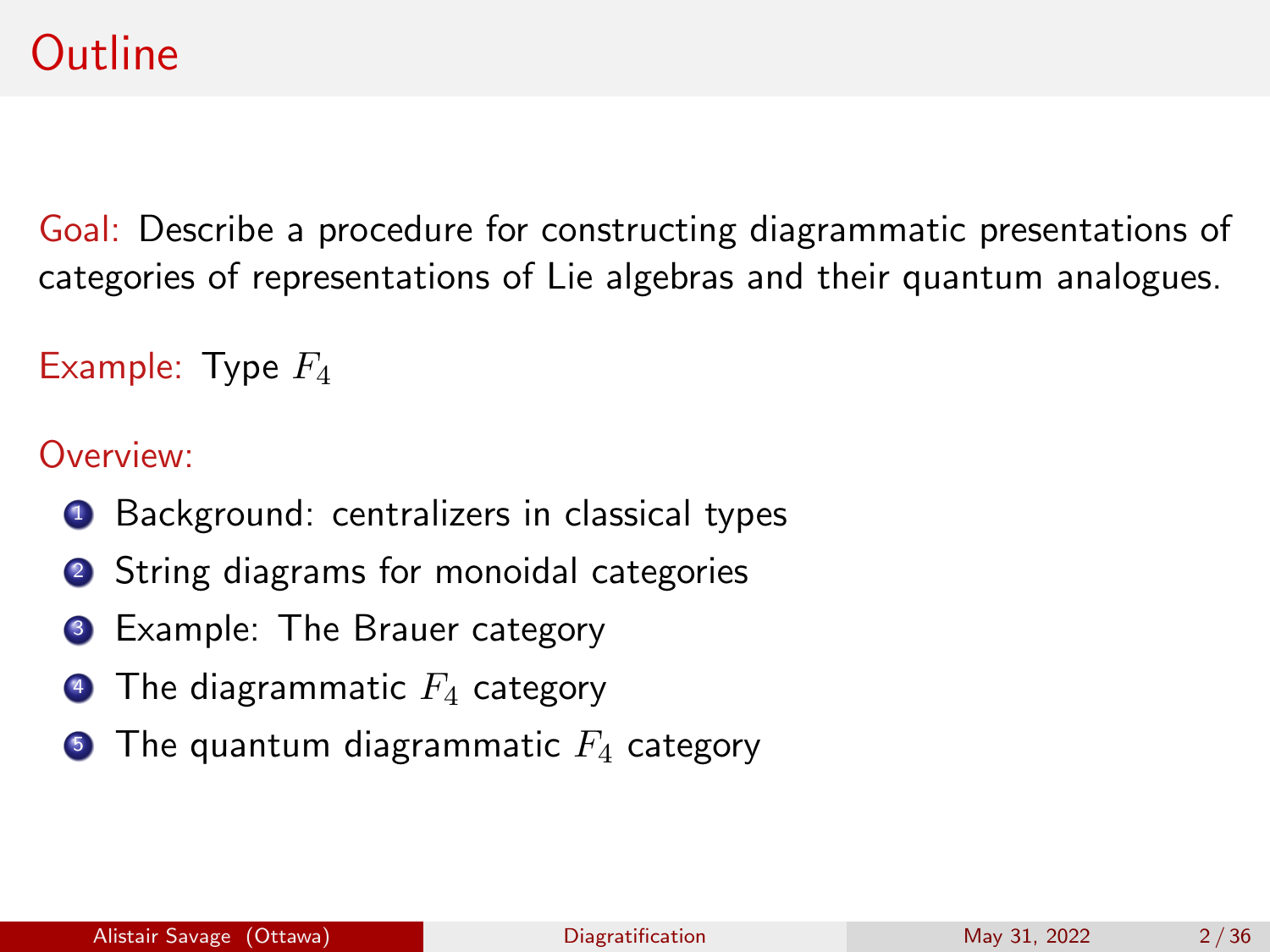# Outline

Goal: Describe a procedure for constructing diagrammatic presentations of categories of representations of Lie algebras and their quantum analogues.

Example: Type $F_4$

Overview:

1. Background: centralizers in classical types
2. String diagrams for monoidal categories
3. Example: The Brauer category
4. The diagrammatic $F_4$ category
5. The quantum diagrammatic $F_4$ category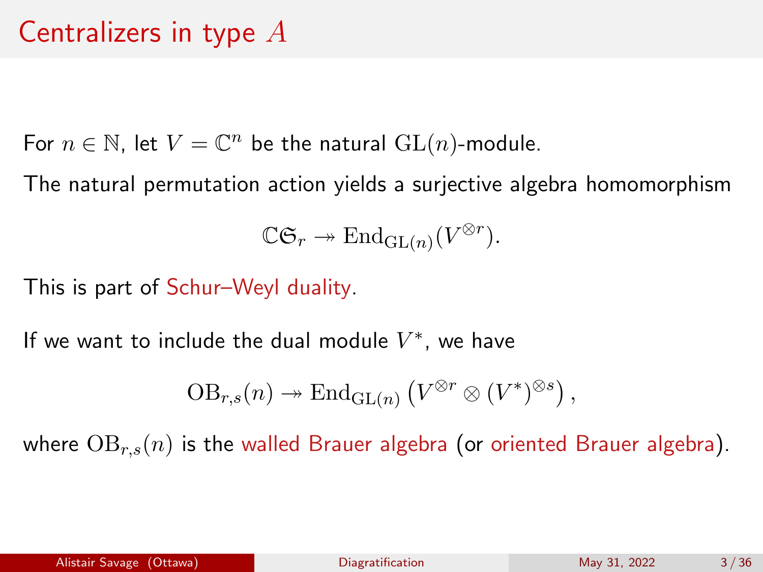# Centralizers in type $A$

For $n \in \mathbb{N}$, let $V = \mathbb{C}^n$ be the natural $\mathrm{GL}(n)$-module.

The natural permutation action yields a surjective algebra homomorphism

$$\mathbb{C}\mathfrak{S}_r \twoheadrightarrow \mathrm{End}_{\mathrm{GL}(n)}(V^{\otimes r}).$$

This is part of Schur–Weyl duality.

If we want to include the dual module $V^*$, we have

$$\mathrm{OB}_{r,s}(n) \twoheadrightarrow \mathrm{End}_{\mathrm{GL}(n)}\left(V^{\otimes r} \otimes (V^*)^{\otimes s}\right),$$

where $\mathrm{OB}_{r,s}(n)$ is the walled Brauer algebra (or oriented Brauer algebra).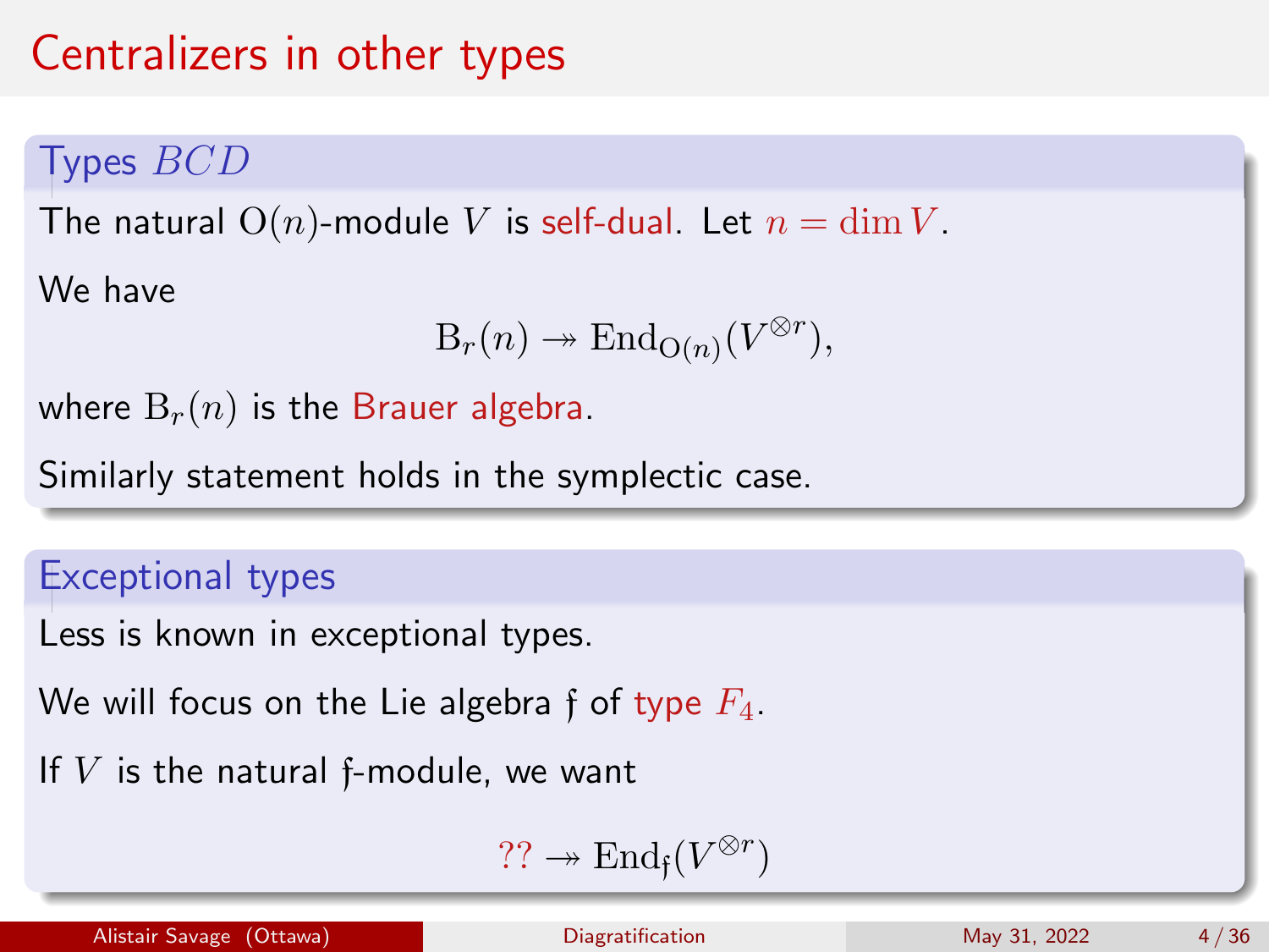# Centralizers in other types

## Types $BCD$

The natural $\mathrm{O}(n)$-module $V$ is self-dual. Let $n = \dim V$.

We have

$$\mathrm{B}_r(n) \twoheadrightarrow \mathrm{End}_{\mathrm{O}(n)}(V^{\otimes r}),$$

where $\mathrm{B}_r(n)$ is the Brauer algebra.

Similarly statement holds in the symplectic case.

## Exceptional types

Less is known in exceptional types.

We will focus on the Lie algebra $\mathfrak{f}$ of type $F_4$.

If $V$ is the natural $\mathfrak{f}$-module, we want

$$?? \twoheadrightarrow \mathrm{End}_{\mathfrak{f}}(V^{\otimes r})$$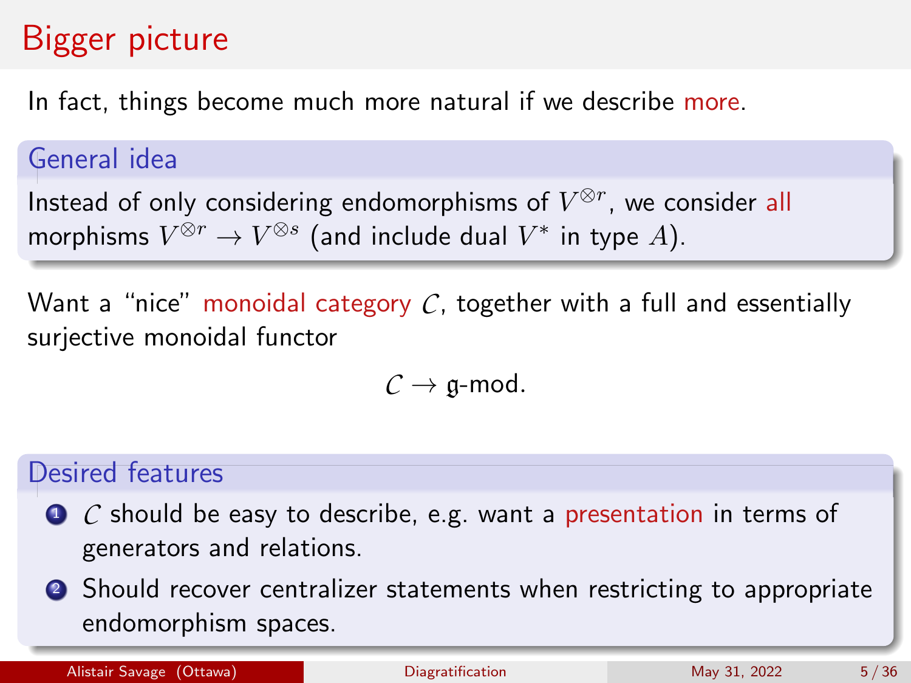# Bigger picture

In fact, things become much more natural if we describe more.

## General idea

Instead of only considering endomorphisms of $V^{\otimes r}$, we consider all morphisms $V^{\otimes r} \to V^{\otimes s}$ (and include dual $V^*$ in type $A$).

Want a "nice" monoidal category $\mathcal{C}$, together with a full and essentially surjective monoidal functor

$$\mathcal{C} \to \mathfrak{g}\text{-mod}.$$

## Desired features

1. $\mathcal{C}$ should be easy to describe, e.g. want a presentation in terms of generators and relations.
2. Should recover centralizer statements when restricting to appropriate endomorphism spaces.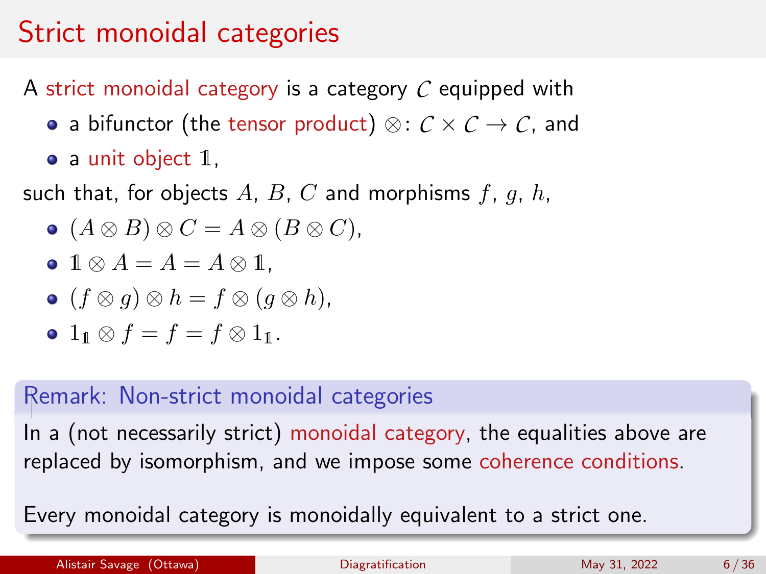# Strict monoidal categories

A strict monoidal category is a category $\mathcal{C}$ equipped with

- a bifunctor (the tensor product) $\otimes \colon \mathcal{C} \times \mathcal{C} \to \mathcal{C}$, and
- a unit object $\mathbb{1}$,

such that, for objects $A$, $B$, $C$ and morphisms $f$, $g$, $h$,

- $(A \otimes B) \otimes C = A \otimes (B \otimes C)$,
- $\mathbb{1} \otimes A = A = A \otimes \mathbb{1}$,
- $(f \otimes g) \otimes h = f \otimes (g \otimes h)$,
- $1_{\mathbb{1}} \otimes f = f = f \otimes 1_{\mathbb{1}}$.

**Remark: Non-strict monoidal categories**

In a (not necessarily strict) monoidal category, the equalities above are replaced by isomorphism, and we impose some coherence conditions.

Every monoidal category is monoidally equivalent to a strict one.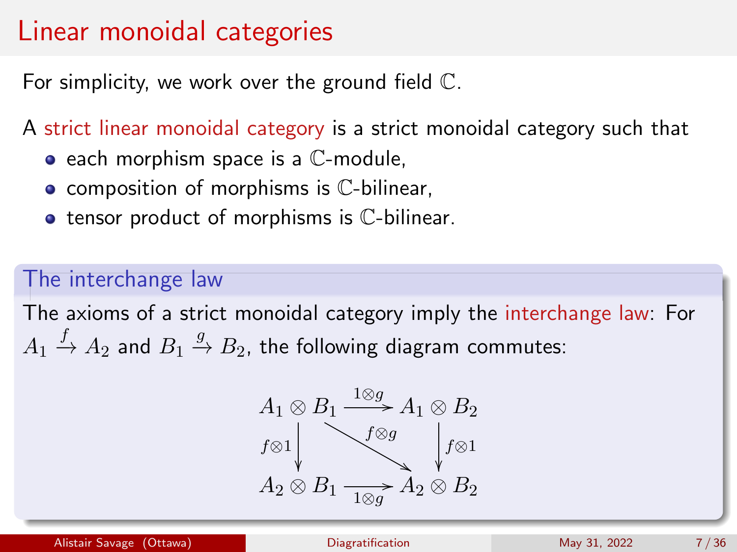# Linear monoidal categories

For simplicity, we work over the ground field $\mathbb{C}$.

A strict linear monoidal category is a strict monoidal category such that

- each morphism space is a $\mathbb{C}$-module,
- composition of morphisms is $\mathbb{C}$-bilinear,
- tensor product of morphisms is $\mathbb{C}$-bilinear.

## The interchange law

The axioms of a strict monoidal category imply the interchange law: For $A_1 \xrightarrow{f} A_2$ and $B_1 \xrightarrow{g} B_2$, the following diagram commutes:

$$
\begin{array}{ccc}
A_1 \otimes B_1 & \xrightarrow{1 \otimes g} & A_1 \otimes B_2 \\
{\scriptstyle f \otimes 1} \downarrow & \overset{f \otimes g}{\searrow} & \downarrow {\scriptstyle f \otimes 1} \\
A_2 \otimes B_1 & \xrightarrow[1 \otimes g]{} & A_2 \otimes B_2
\end{array}
$$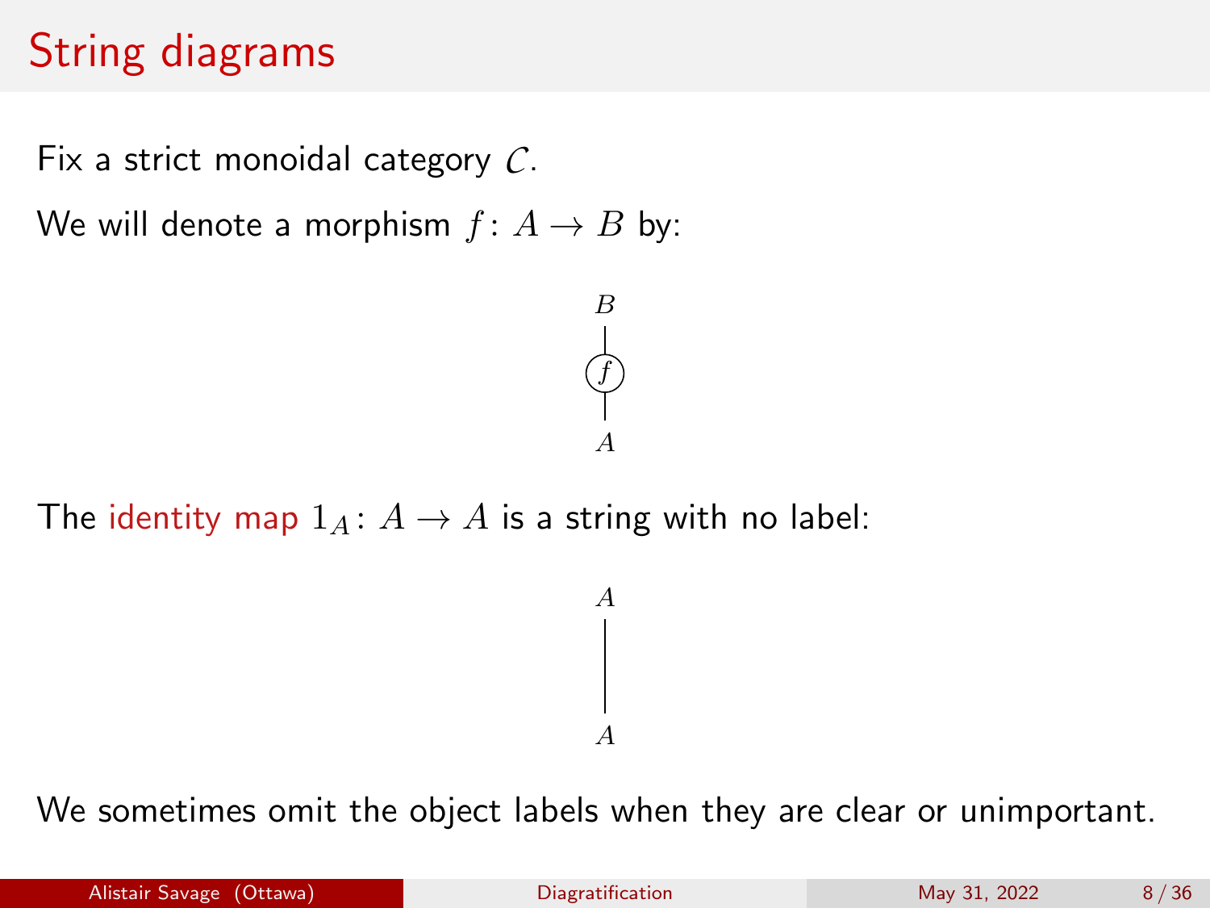# String diagrams

Fix a strict monoidal category $\mathcal{C}$.

We will denote a morphism $f\colon A \to B$ by:

$B$

$f$

$A$

The identity map $1_A\colon A \to A$ is a string with no label:

$A$

$A$

We sometimes omit the object labels when they are clear or unimportant.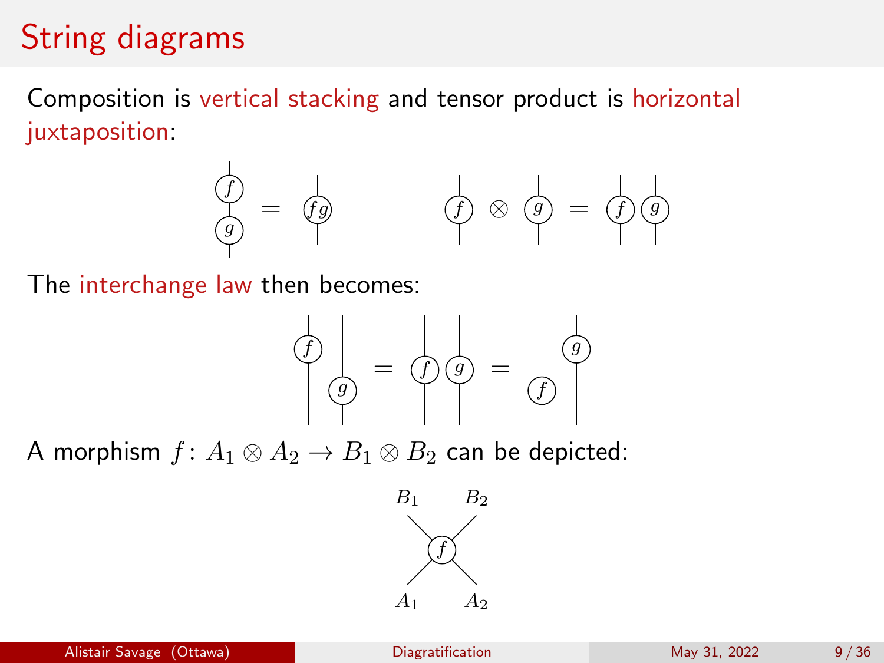# String diagrams

Composition is vertical stacking and tensor product is horizontal juxtaposition:

The interchange law then becomes:

A morphism $f \colon A_1 \otimes A_2 \to B_1 \otimes B_2$ can be depicted: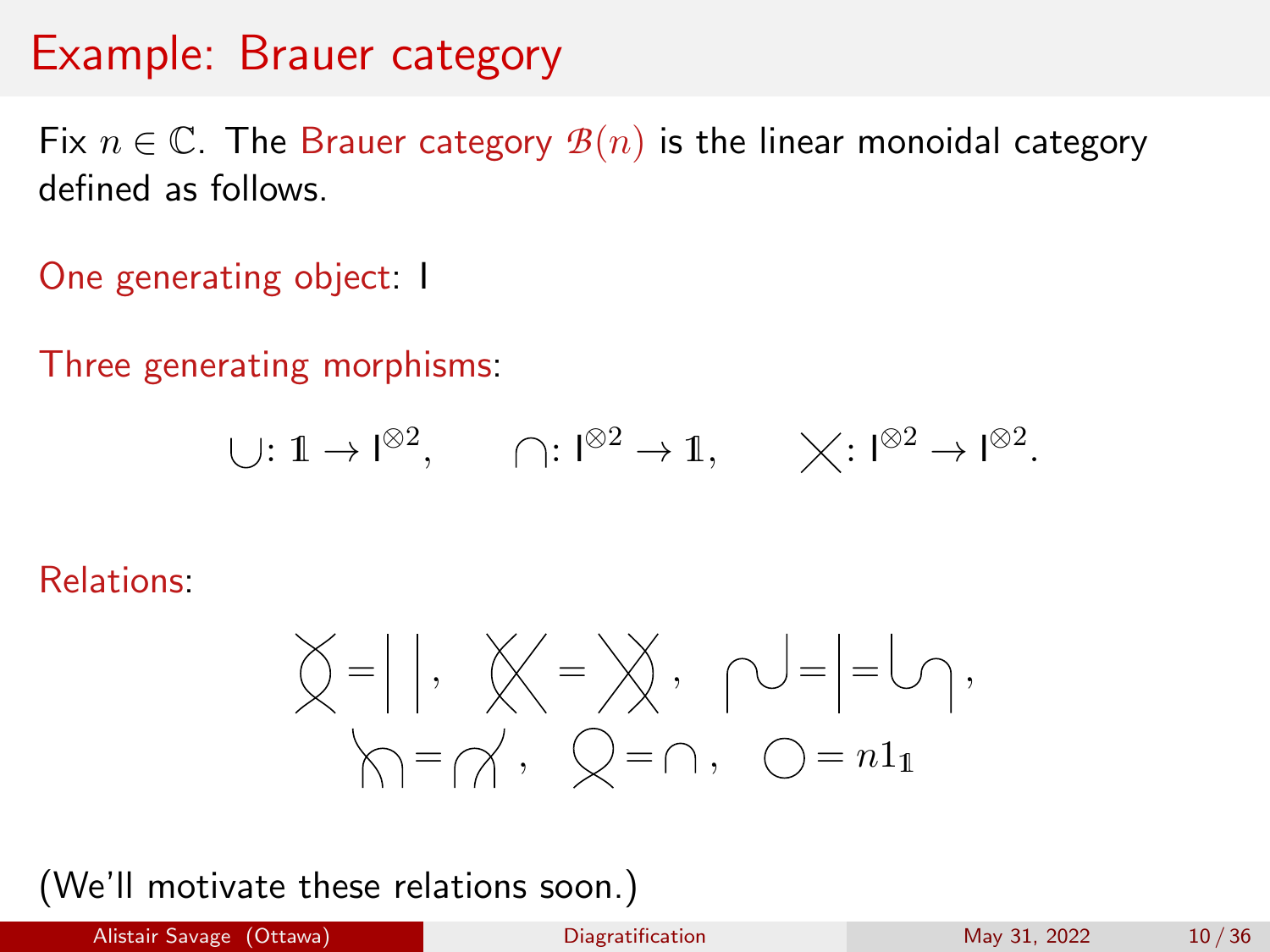# Example: Brauer category

Fix $n \in \mathbb{C}$. The Brauer category $\mathcal{B}(n)$ is the linear monoidal category defined as follows.

One generating object: $\mathsf{I}$

Three generating morphisms:

$$\cup \colon \mathbb{1} \to \mathsf{I}^{\otimes 2}, \qquad \cap \colon \mathsf{I}^{\otimes 2} \to \mathbb{1}, \qquad \times \colon \mathsf{I}^{\otimes 2} \to \mathsf{I}^{\otimes 2}.$$

Relations:

(diagrammatic relations)

$$\bigcirc = n 1_{\mathbb{1}}$$

(We'll motivate these relations soon.)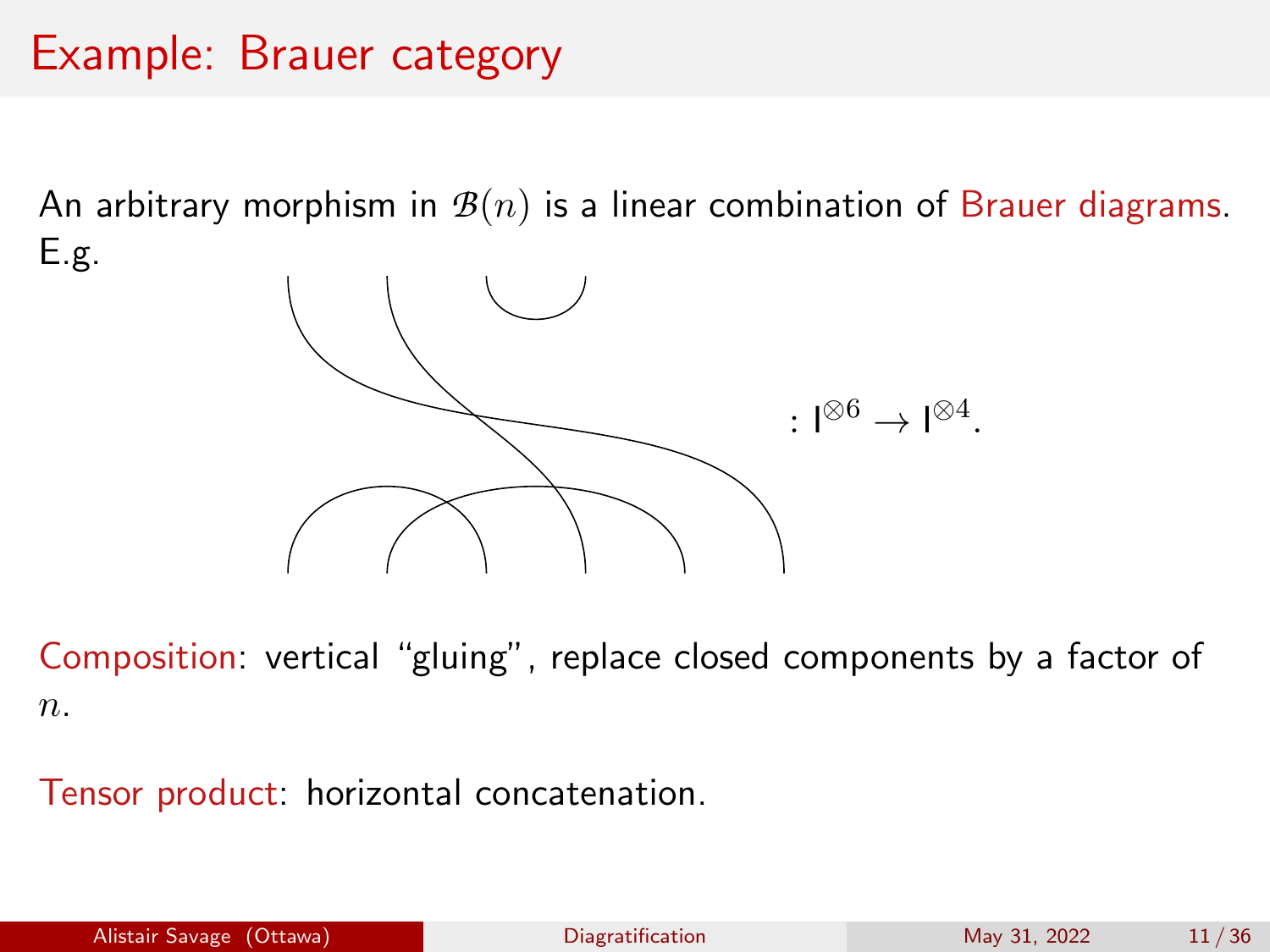# Example: Brauer category

An arbitrary morphism in $\mathcal{B}(n)$ is a linear combination of Brauer diagrams. E.g.

$$: \mathsf{I}^{\otimes 6} \to \mathsf{I}^{\otimes 4}.$$

Composition: vertical "gluing", replace closed components by a factor of $n$.

Tensor product: horizontal concatenation.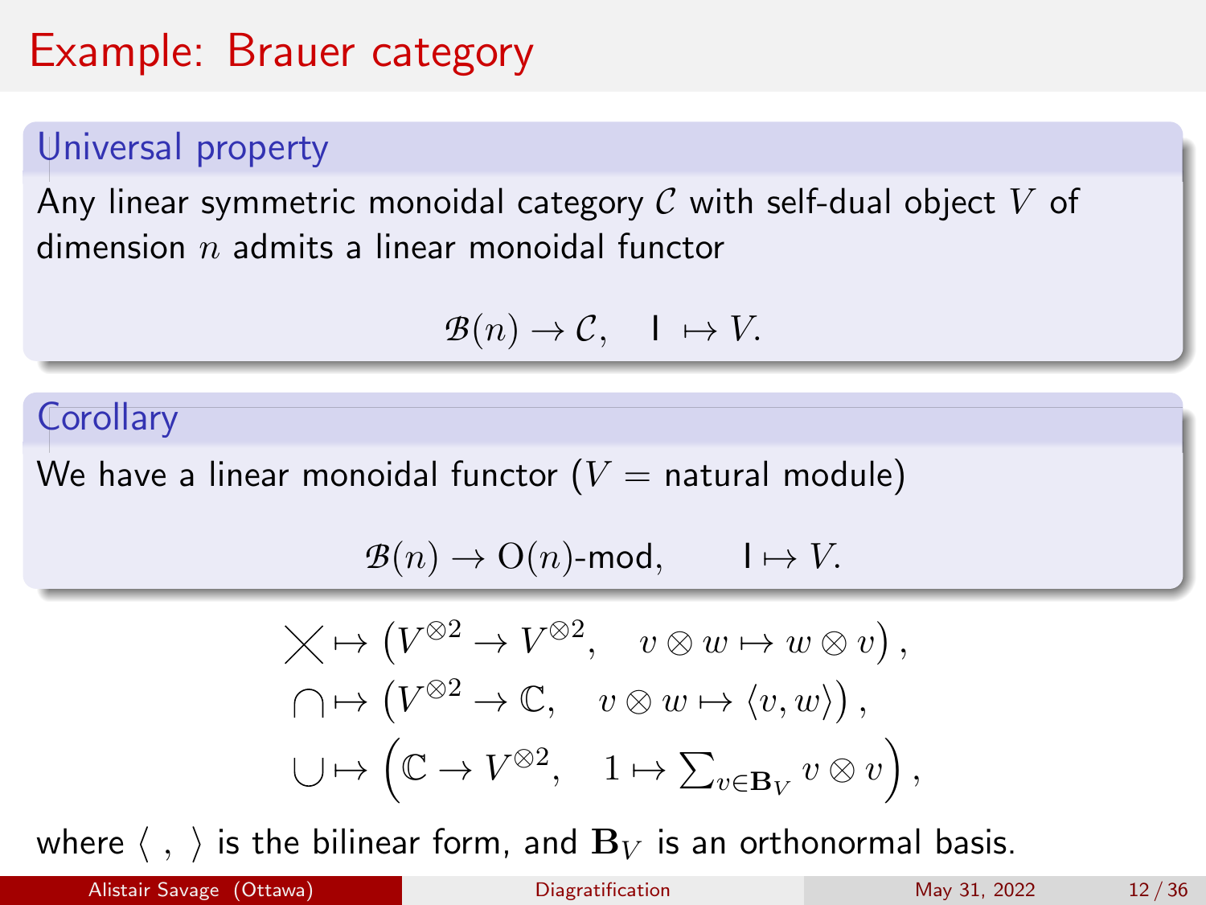# Example: Brauer category

## Universal property

Any linear symmetric monoidal category $\mathcal{C}$ with self-dual object $V$ of dimension $n$ admits a linear monoidal functor

$$\mathcal{B}(n) \to \mathcal{C}, \quad \mathsf{I} \mapsto V.$$

## Corollary

We have a linear monoidal functor ($V$ = natural module)

$$\mathcal{B}(n) \to \mathrm{O}(n)\text{-mod}, \qquad \mathsf{I} \mapsto V.$$

$$\times \mapsto \left( V^{\otimes 2} \to V^{\otimes 2}, \quad v \otimes w \mapsto w \otimes v \right),$$

$$\cap \mapsto \left( V^{\otimes 2} \to \mathbb{C}, \quad v \otimes w \mapsto \langle v, w \rangle \right),$$

$$\cup \mapsto \left( \mathbb{C} \to V^{\otimes 2}, \quad 1 \mapsto \textstyle\sum_{v \in \mathbf{B}_V} v \otimes v \right),$$

where $\langle \ , \ \rangle$ is the bilinear form, and $\mathbf{B}_V$ is an orthonormal basis.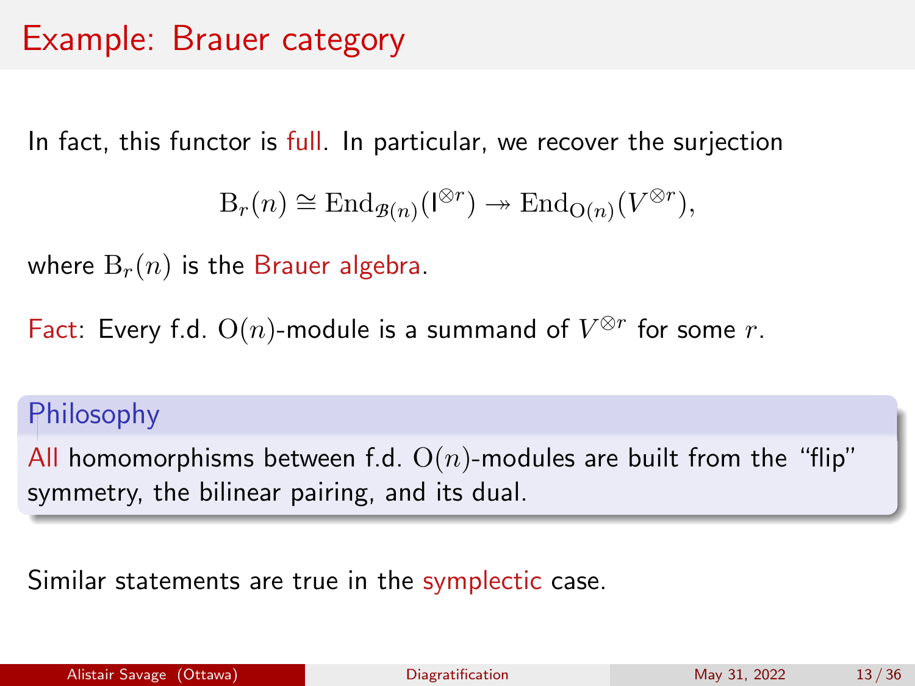# Example: Brauer category

In fact, this functor is full. In particular, we recover the surjection

$$\mathrm{B}_r(n) \cong \mathrm{End}_{\mathcal{B}(n)}(\mathsf{I}^{\otimes r}) \twoheadrightarrow \mathrm{End}_{\mathrm{O}(n)}(V^{\otimes r}),$$

where $\mathrm{B}_r(n)$ is the Brauer algebra.

Fact: Every f.d. $\mathrm{O}(n)$-module is a summand of $V^{\otimes r}$ for some $r$.

**Philosophy**

All homomorphisms between f.d. $\mathrm{O}(n)$-modules are built from the "flip" symmetry, the bilinear pairing, and its dual.

Similar statements are true in the symplectic case.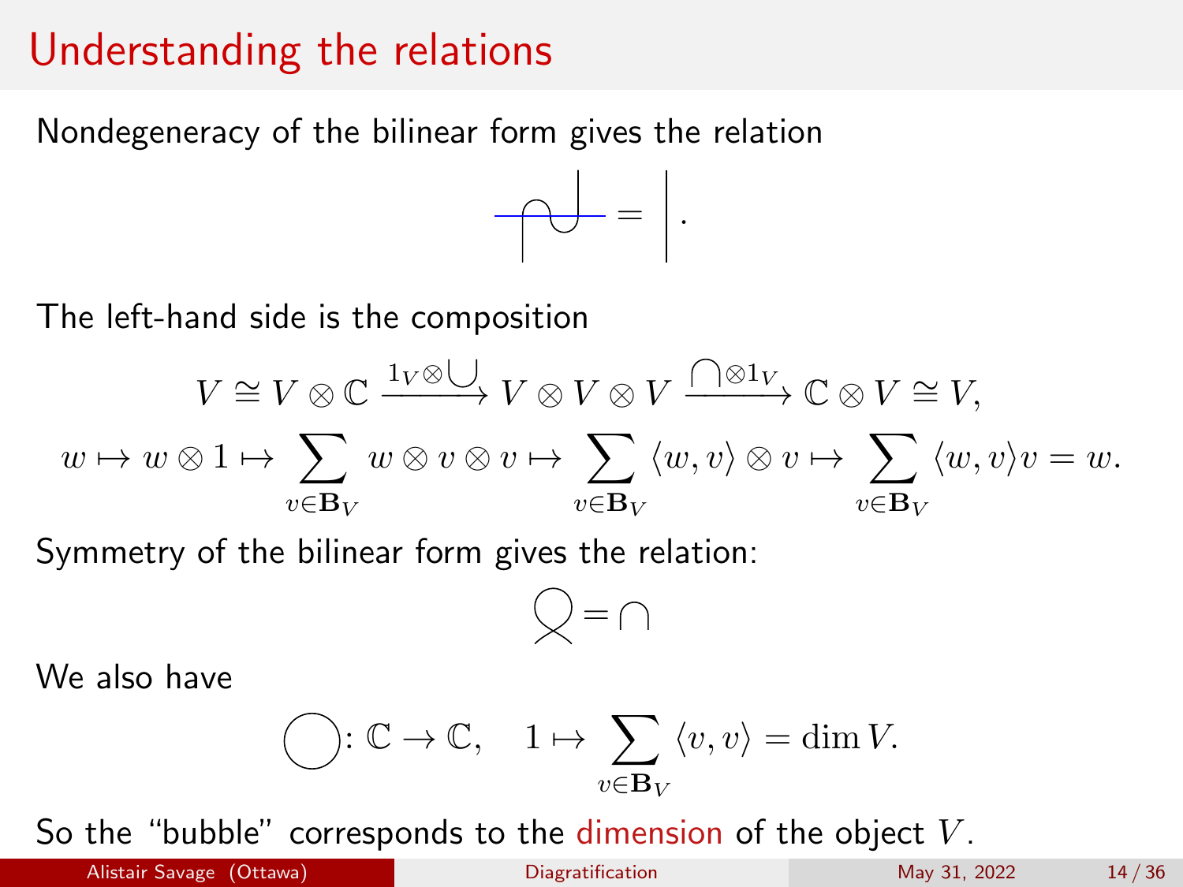# Understanding the relations

Nondegeneracy of the bilinear form gives the relation

$$\text{(diagram)} = \Big| .$$

The left-hand side is the composition

$$V \cong V \otimes \mathbb{C} \xrightarrow{1_V \otimes \bigcup} V \otimes V \otimes V \xrightarrow{\bigcap \otimes 1_V} \mathbb{C} \otimes V \cong V,$$

$$w \mapsto w \otimes 1 \mapsto \sum_{v \in \mathbf{B}_V} w \otimes v \otimes v \mapsto \sum_{v \in \mathbf{B}_V} \langle w, v \rangle \otimes v \mapsto \sum_{v \in \mathbf{B}_V} \langle w, v \rangle v = w.$$

Symmetry of the bilinear form gives the relation:

$$\text{(diagram)} = \bigcap$$

We also have

$$\bigcirc \colon \mathbb{C} \to \mathbb{C}, \quad 1 \mapsto \sum_{v \in \mathbf{B}_V} \langle v, v \rangle = \dim V.$$

So the "bubble" corresponds to the dimension of the object $V$.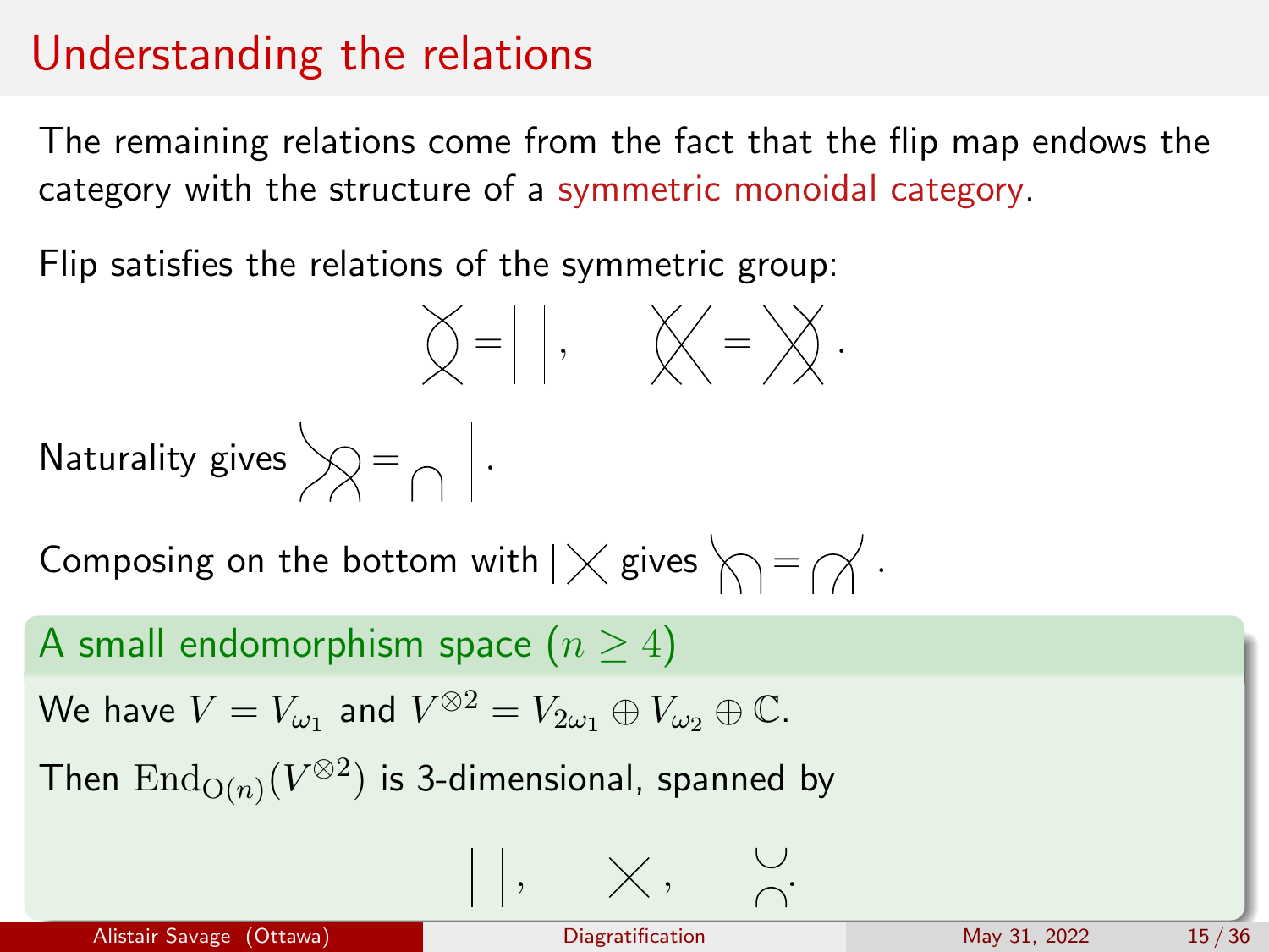# Understanding the relations

The remaining relations come from the fact that the flip map endows the category with the structure of a symmetric monoidal category.

Flip satisfies the relations of the symmetric group:

[diagram] = [diagram], [diagram] = [diagram].

Naturality gives [diagram] = [diagram].

Composing on the bottom with [diagram] gives [diagram] = [diagram].

**A small endomorphism space ($n \geq 4$)**

We have $V = V_{\omega_1}$ and $V^{\otimes 2} = V_{2\omega_1} \oplus V_{\omega_2} \oplus \mathbb{C}$.

Then $\mathrm{End}_{\mathrm{O}(n)}(V^{\otimes 2})$ is 3-dimensional, spanned by

[diagram], [diagram], [diagram].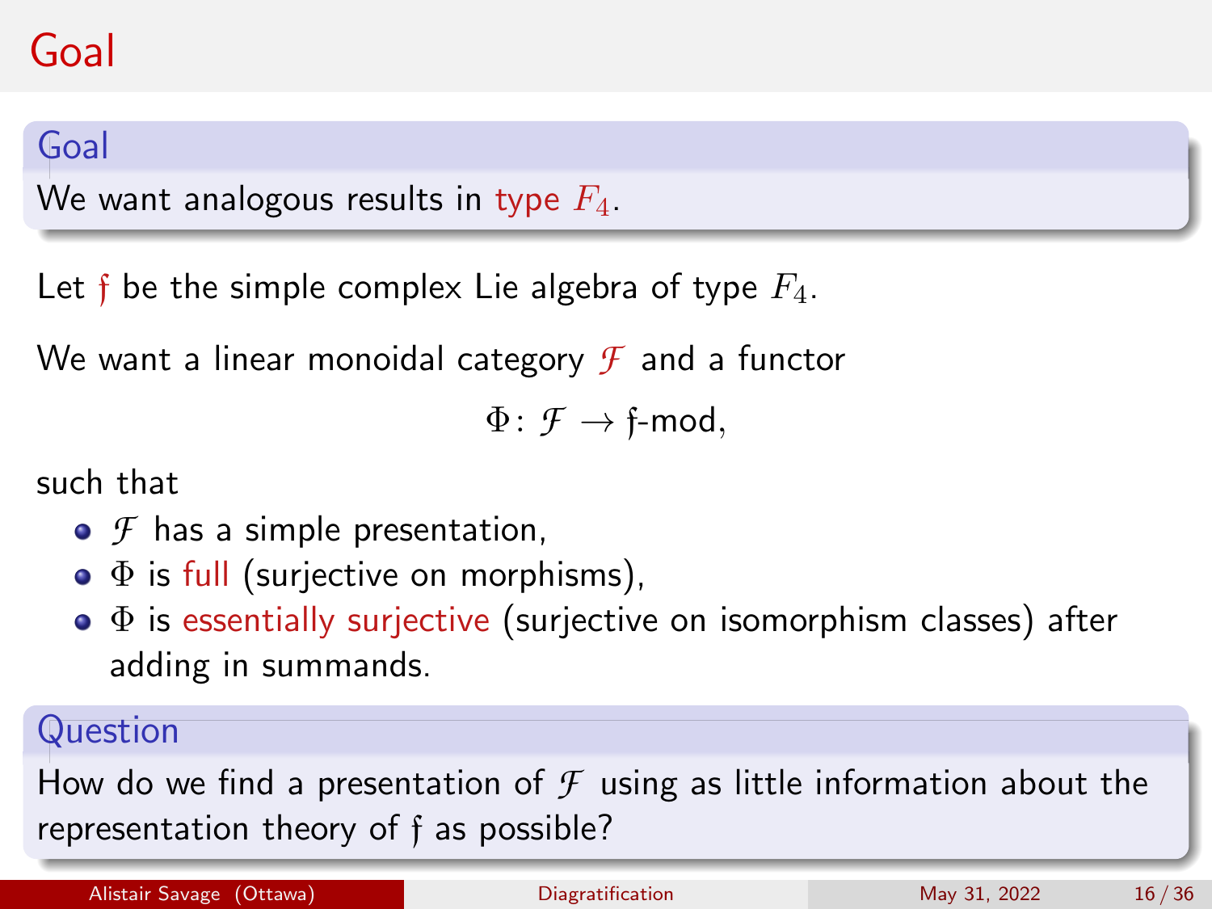# Goal

**Goal**

We want analogous results in type $F_4$.

Let $\mathfrak{f}$ be the simple complex Lie algebra of type $F_4$.

We want a linear monoidal category $\mathcal{F}$ and a functor

$$\Phi \colon \mathcal{F} \to \mathfrak{f}\text{-mod},$$

such that

- $\mathcal{F}$ has a simple presentation,
- $\Phi$ is full (surjective on morphisms),
- $\Phi$ is essentially surjective (surjective on isomorphism classes) after adding in summands.

**Question**

How do we find a presentation of $\mathcal{F}$ using as little information about the representation theory of $\mathfrak{f}$ as possible?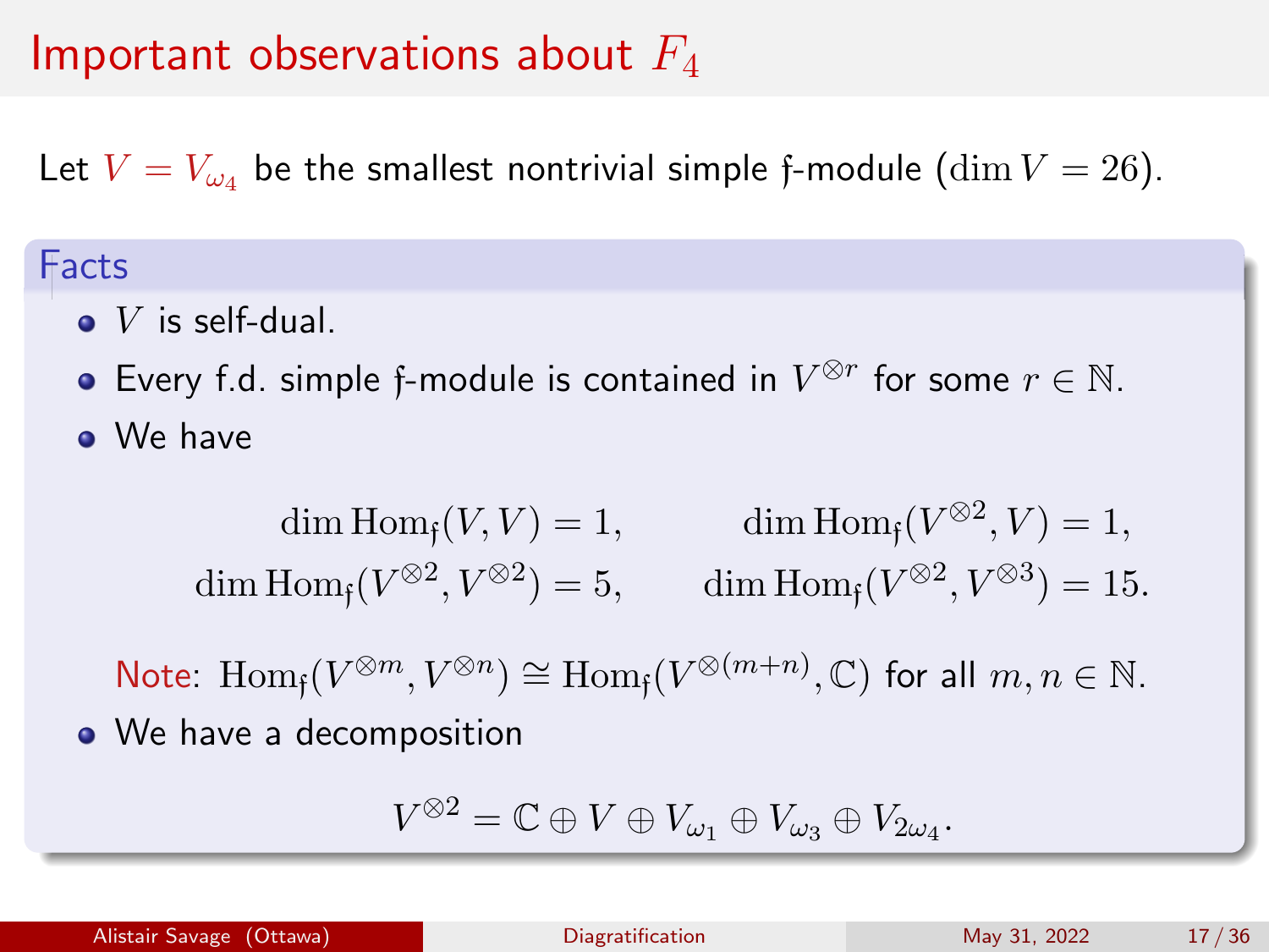# Important observations about $F_4$

Let $V = V_{\omega_4}$ be the smallest nontrivial simple $\mathfrak{f}$-module $(\dim V = 26)$.

## Facts

- $V$ is self-dual.
- Every f.d. simple $\mathfrak{f}$-module is contained in $V^{\otimes r}$ for some $r \in \mathbb{N}$.
- We have

$$\dim \operatorname{Hom}_{\mathfrak{f}}(V, V) = 1, \qquad \dim \operatorname{Hom}_{\mathfrak{f}}(V^{\otimes 2}, V) = 1,$$
$$\dim \operatorname{Hom}_{\mathfrak{f}}(V^{\otimes 2}, V^{\otimes 2}) = 5, \qquad \dim \operatorname{Hom}_{\mathfrak{f}}(V^{\otimes 2}, V^{\otimes 3}) = 15.$$

  Note: $\operatorname{Hom}_{\mathfrak{f}}(V^{\otimes m}, V^{\otimes n}) \cong \operatorname{Hom}_{\mathfrak{f}}(V^{\otimes (m+n)}, \mathbb{C})$ for all $m, n \in \mathbb{N}$.
- We have a decomposition

$$V^{\otimes 2} = \mathbb{C} \oplus V \oplus V_{\omega_1} \oplus V_{\omega_3} \oplus V_{2\omega_4}.$$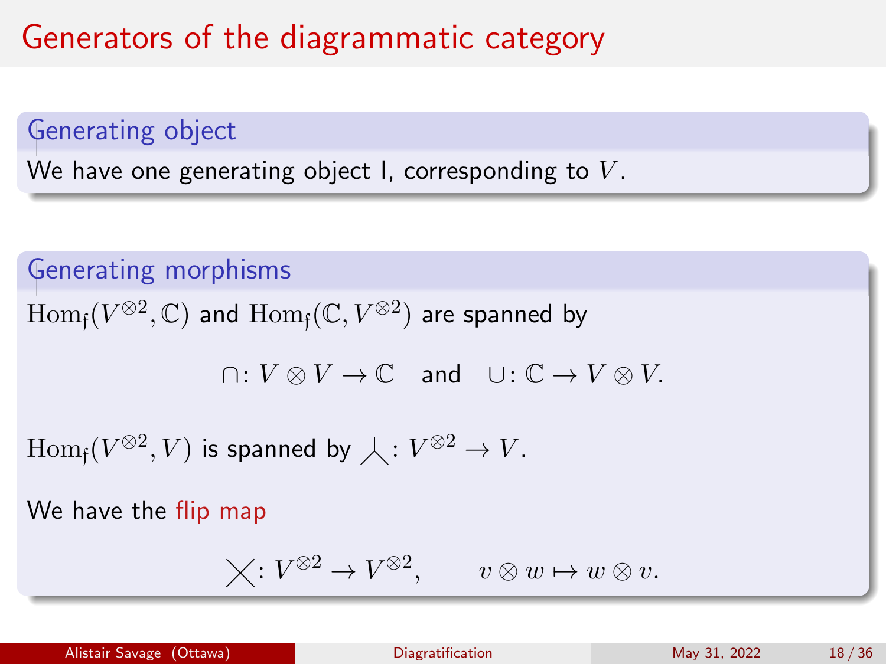# Generators of the diagrammatic category

## Generating object

We have one generating object I, corresponding to $V$.

## Generating morphisms

$\mathrm{Hom}_{\mathfrak{f}}(V^{\otimes 2}, \mathbb{C})$ and $\mathrm{Hom}_{\mathfrak{f}}(\mathbb{C}, V^{\otimes 2})$ are spanned by

$$\cap \colon V \otimes V \to \mathbb{C} \quad \text{and} \quad \cup \colon \mathbb{C} \to V \otimes V.$$

$\mathrm{Hom}_{\mathfrak{f}}(V^{\otimes 2}, V)$ is spanned by $\curlywedge \colon V^{\otimes 2} \to V$.

We have the flip map

$$\times \colon V^{\otimes 2} \to V^{\otimes 2}, \qquad v \otimes w \mapsto w \otimes v.$$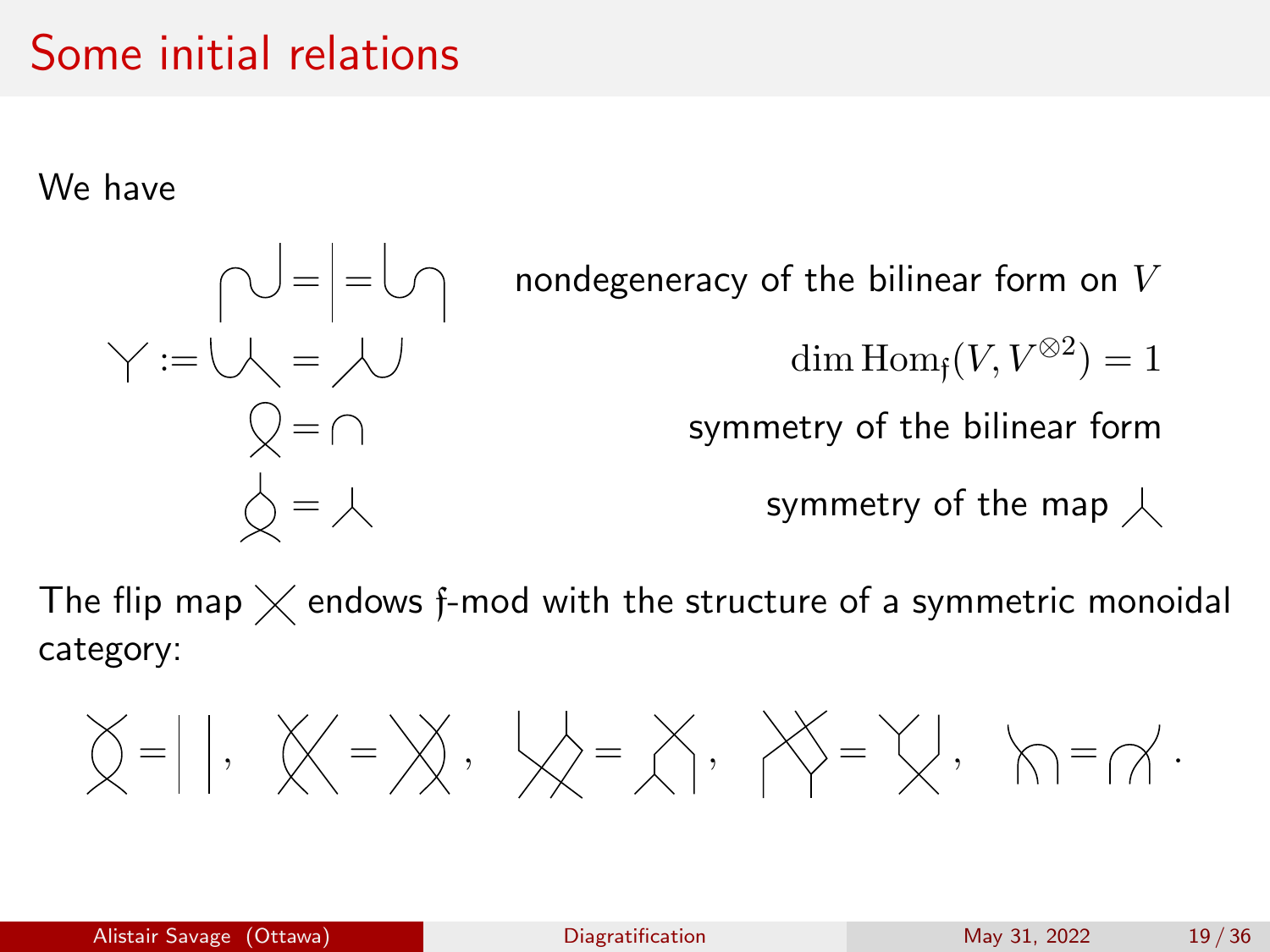# Some initial relations

We have

$$= | =$$ nondegeneracy of the bilinear form on $V$

$$:= =$$ $\dim \mathrm{Hom}_{\mathfrak{f}}(V, V^{\otimes 2}) = 1$

$$=$$ symmetry of the bilinear form

$$=$$ symmetry of the map

The flip map endows $\mathfrak{f}$-mod with the structure of a symmetric monoidal category:

$$= | \, | , \quad = , \quad = , \quad = , \quad = .$$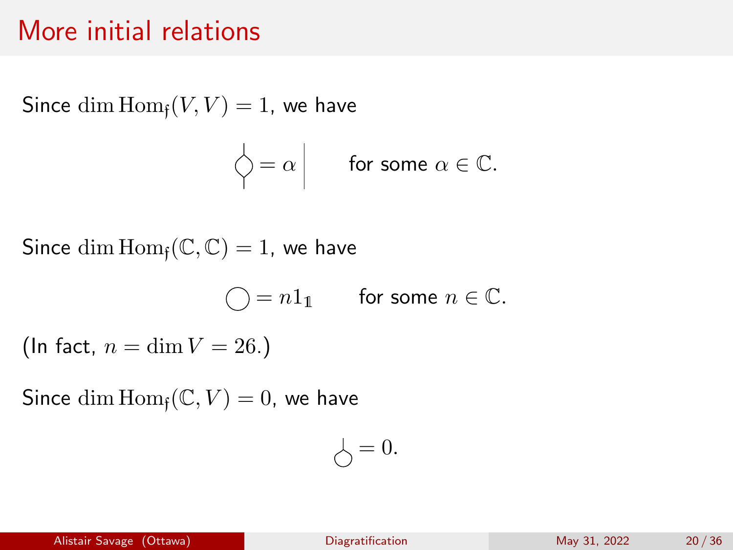# More initial relations

Since $\dim \mathrm{Hom}_{\mathfrak{f}}(V,V) = 1$, we have

$$\text{(diagram)} = \alpha \, \Big| \qquad \text{for some } \alpha \in \mathbb{C}.$$

Since $\dim \mathrm{Hom}_{\mathfrak{f}}(\mathbb{C},\mathbb{C}) = 1$, we have

$$\bigcirc = n 1_{\mathbb{1}} \qquad \text{for some } n \in \mathbb{C}.$$

(In fact, $n = \dim V = 26$.)

Since $\dim \mathrm{Hom}_{\mathfrak{f}}(\mathbb{C}, V) = 0$, we have

$$\text{(diagram)} = 0.$$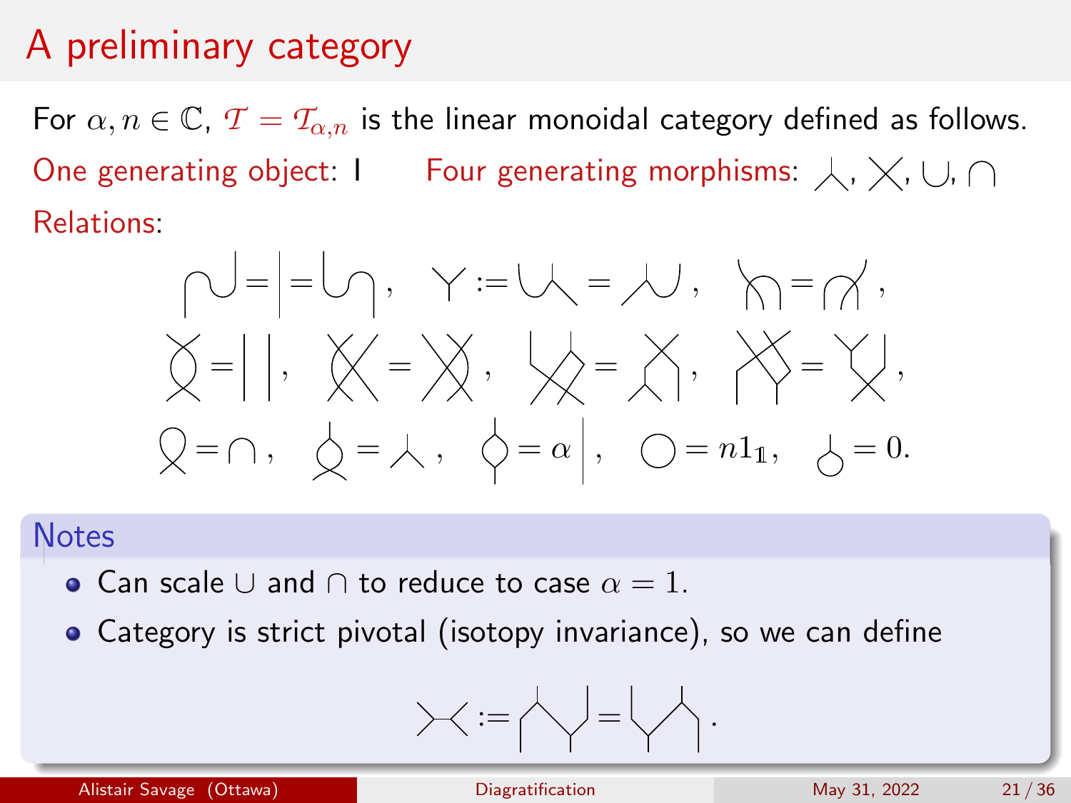# A preliminary category

For $\alpha, n \in \mathbb{C}$, $\mathcal{T} = \mathcal{T}_{\alpha,n}$ is the linear monoidal category defined as follows.

One generating object: I  Four generating morphisms: ⅄, ╳, ∪, ∩

Relations:

$$\text{(diagrammatic relations)} \quad \bigcirc = n 1_{\mathbb{1}}, \quad \cdots = \alpha \,\Big|\,, \quad \cdots = 0.$$

## Notes

- Can scale ∪ and ∩ to reduce to case $\alpha = 1$.
- Category is strict pivotal (isotopy invariance), so we can define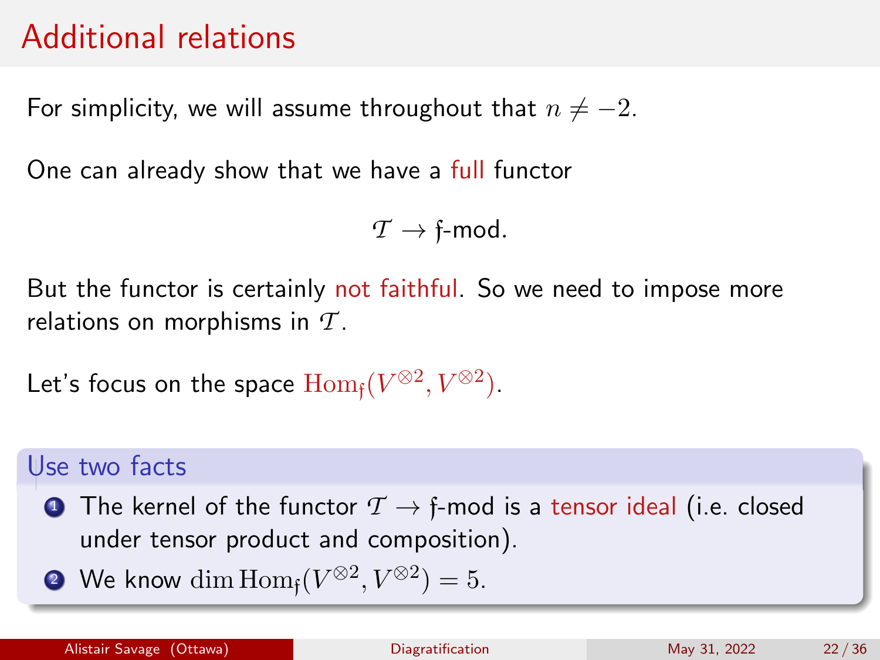# Additional relations

For simplicity, we will assume throughout that $n \neq -2$.

One can already show that we have a full functor

$$\mathcal{T} \to \mathfrak{f}\text{-mod}.$$

But the functor is certainly not faithful. So we need to impose more relations on morphisms in $\mathcal{T}$.

Let's focus on the space $\mathrm{Hom}_{\mathfrak{f}}(V^{\otimes 2}, V^{\otimes 2})$.

**Use two facts**

1. The kernel of the functor $\mathcal{T} \to \mathfrak{f}$-mod is a tensor ideal (i.e. closed under tensor product and composition).
2. We know $\dim \mathrm{Hom}_{\mathfrak{f}}(V^{\otimes 2}, V^{\otimes 2}) = 5$.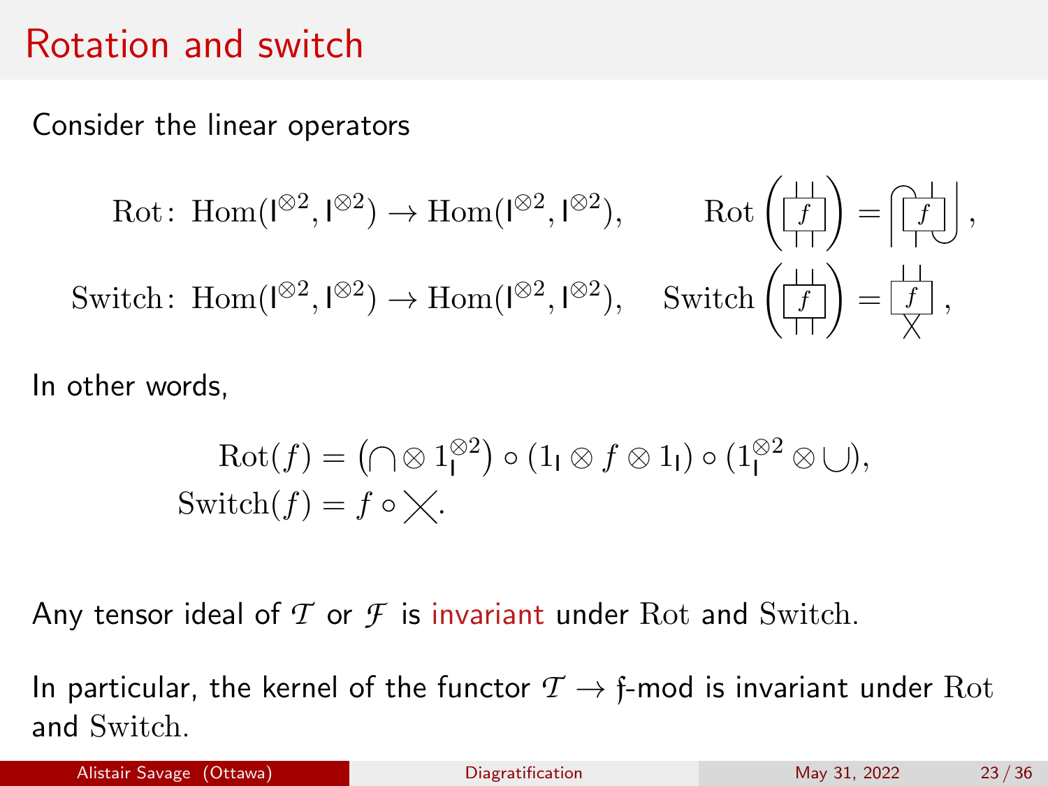# Rotation and switch

Consider the linear operators

$$\mathrm{Rot}\colon \mathrm{Hom}(\mathsf{l}^{\otimes 2}, \mathsf{l}^{\otimes 2}) \to \mathrm{Hom}(\mathsf{l}^{\otimes 2}, \mathsf{l}^{\otimes 2}), \qquad \mathrm{Rot}\left(\boxed{f}\right) = \text{(diagram)},$$

$$\mathrm{Switch}\colon \mathrm{Hom}(\mathsf{l}^{\otimes 2}, \mathsf{l}^{\otimes 2}) \to \mathrm{Hom}(\mathsf{l}^{\otimes 2}, \mathsf{l}^{\otimes 2}), \qquad \mathrm{Switch}\left(\boxed{f}\right) = \text{(diagram)},$$

In other words,

$$\mathrm{Rot}(f) = \left(\cap \otimes 1_{\mathsf{l}}^{\otimes 2}\right) \circ (1_{\mathsf{l}} \otimes f \otimes 1_{\mathsf{l}}) \circ (1_{\mathsf{l}}^{\otimes 2} \otimes \cup),$$
$$\mathrm{Switch}(f) = f \circ \times.$$

Any tensor ideal of $\mathcal{T}$ or $\mathcal{F}$ is invariant under $\mathrm{Rot}$ and $\mathrm{Switch}$.

In particular, the kernel of the functor $\mathcal{T} \to \mathfrak{f}$-mod is invariant under $\mathrm{Rot}$ and $\mathrm{Switch}$.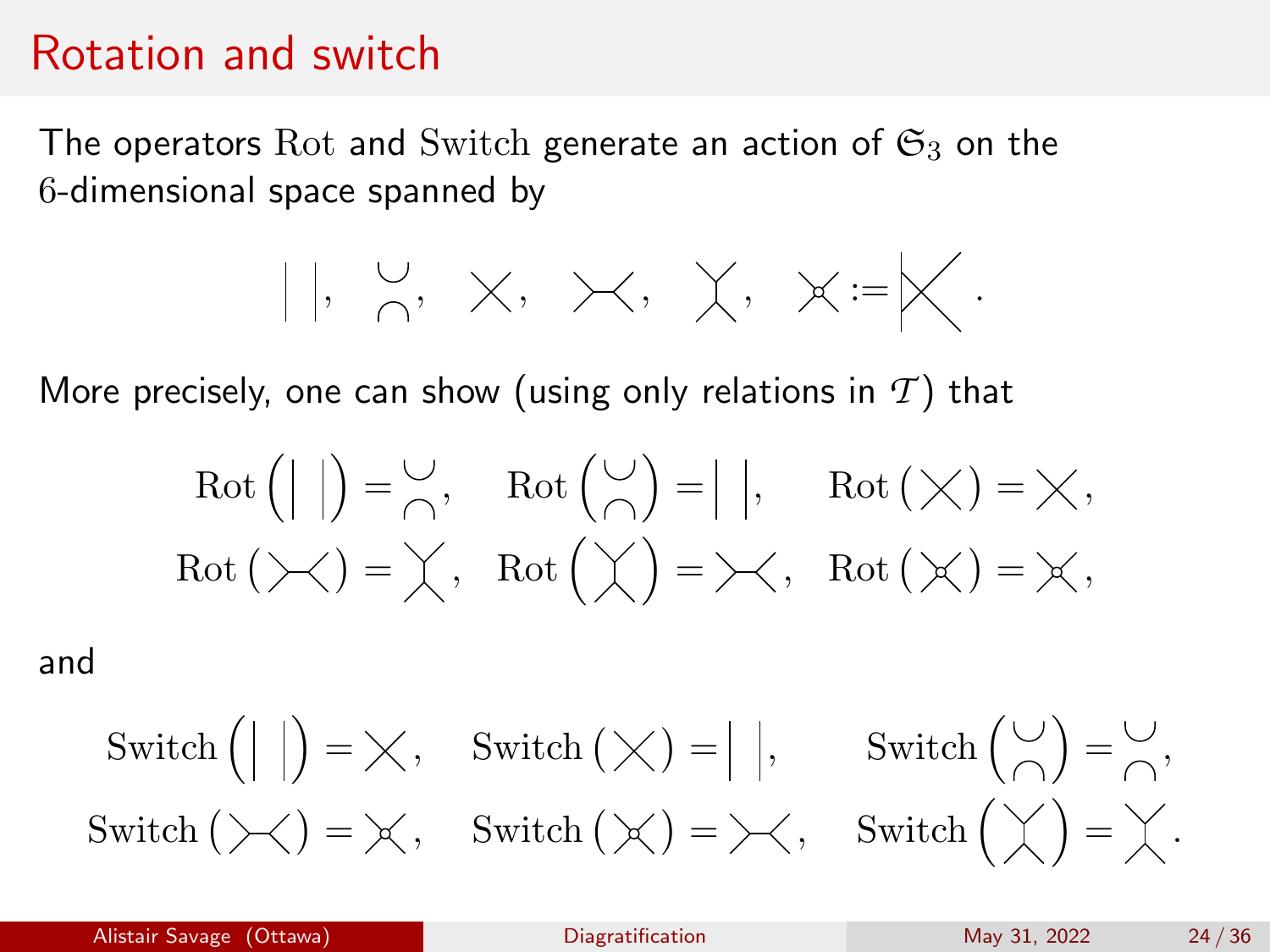# Rotation and switch

The operators $\mathrm{Rot}$ and $\mathrm{Switch}$ generate an action of $\mathfrak{S}_3$ on the 6-dimensional space spanned by

$$\mid\,\mid, \quad \substack{\cup \\ \cap}, \quad \times, \quad \succ\!\!-\!\!\prec, \quad \curlyvee\!\!\!\!\curlywedge, \quad \overset{\circ}{\times} := \big|\!\!\times$$

More precisely, one can show (using only relations in $\mathcal{T}$) that

$$\mathrm{Rot}\left(\mid\,\mid\right) = \substack{\cup \\ \cap}, \quad \mathrm{Rot}\left(\substack{\cup \\ \cap}\right) = \mid\,\mid, \quad \mathrm{Rot}\left(\times\right) = \times,$$
$$\mathrm{Rot}\left(\succ\!\!-\!\!\prec\right) = \curlyvee\!\!\!\!\curlywedge, \quad \mathrm{Rot}\left(\curlyvee\!\!\!\!\curlywedge\right) = \succ\!\!-\!\!\prec, \quad \mathrm{Rot}\left(\overset{\circ}{\times}\right) = \overset{\circ}{\times},$$

and

$$\mathrm{Switch}\left(\mid\,\mid\right) = \times, \quad \mathrm{Switch}\left(\times\right) = \mid\,\mid, \quad \mathrm{Switch}\left(\substack{\cup \\ \cap}\right) = \substack{\cup \\ \cap},$$
$$\mathrm{Switch}\left(\succ\!\!-\!\!\prec\right) = \overset{\circ}{\times}, \quad \mathrm{Switch}\left(\overset{\circ}{\times}\right) = \succ\!\!-\!\!\prec, \quad \mathrm{Switch}\left(\curlyvee\!\!\!\!\curlywedge\right) = \curlyvee\!\!\!\!\curlywedge.$$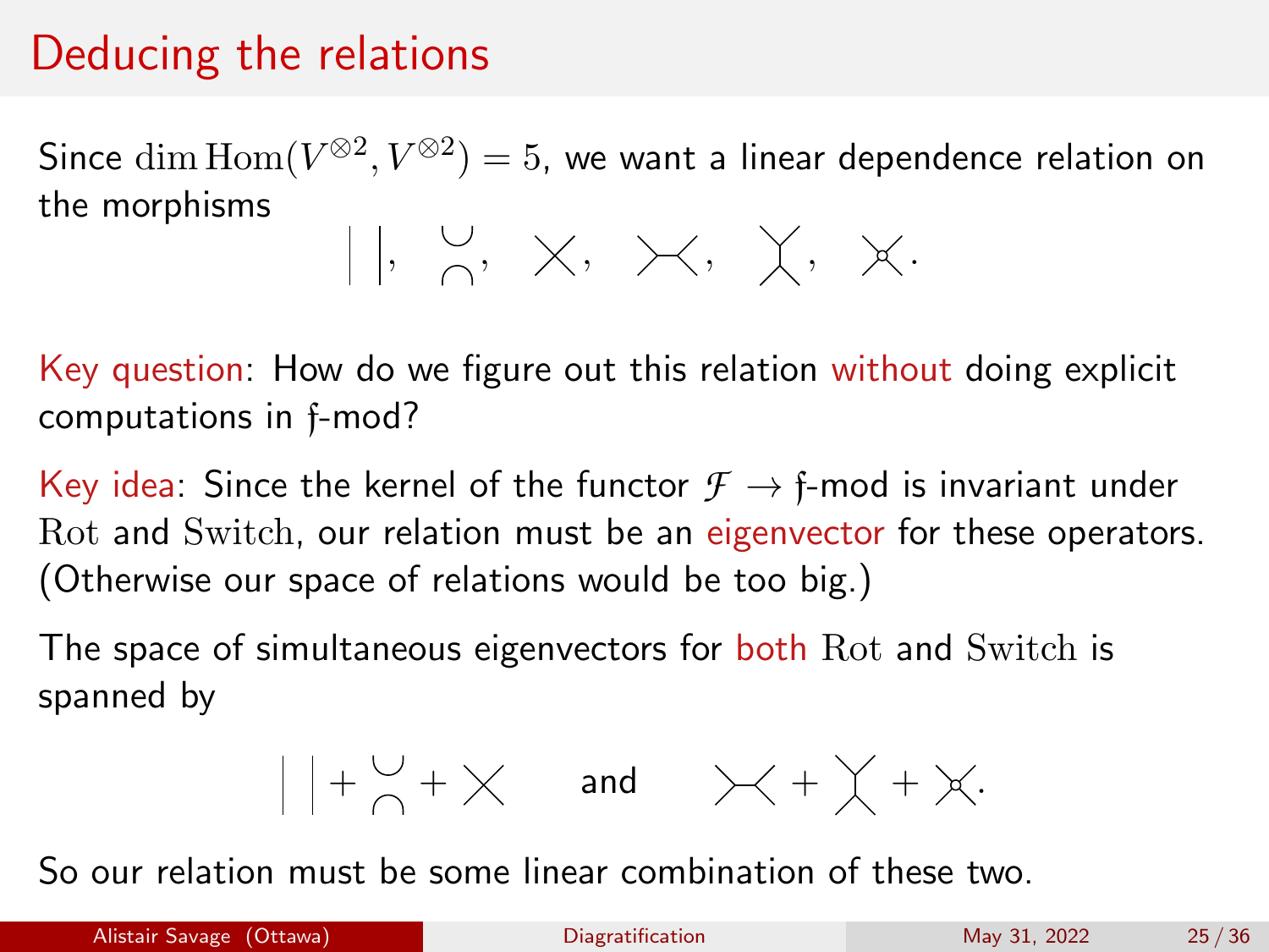# Deducing the relations

Since $\dim \mathrm{Hom}(V^{\otimes 2}, V^{\otimes 2}) = 5$, we want a linear dependence relation on the morphisms

$$\Big|\,\Big|, \quad \substack{\cup \\ \cap}, \quad \times, \quad \succ\!\!\!-\!\!\!\prec, \quad \Upsilon\!\!\!\!\curlywedge, \quad \times\!\!\!\!\circ.$$

Key question: How do we figure out this relation without doing explicit computations in $\mathfrak{f}$-mod?

Key idea: Since the kernel of the functor $\mathcal{F} \to \mathfrak{f}$-mod is invariant under $\mathrm{Rot}$ and $\mathrm{Switch}$, our relation must be an eigenvector for these operators. (Otherwise our space of relations would be too big.)

The space of simultaneous eigenvectors for both $\mathrm{Rot}$ and $\mathrm{Switch}$ is spanned by

$$\Big|\,\Big| + \substack{\cup \\ \cap} + \times \qquad \text{and} \qquad \succ\!\!\!-\!\!\!\prec + \Upsilon\!\!\!\!\curlywedge + \times\!\!\!\!\circ.$$

So our relation must be some linear combination of these two.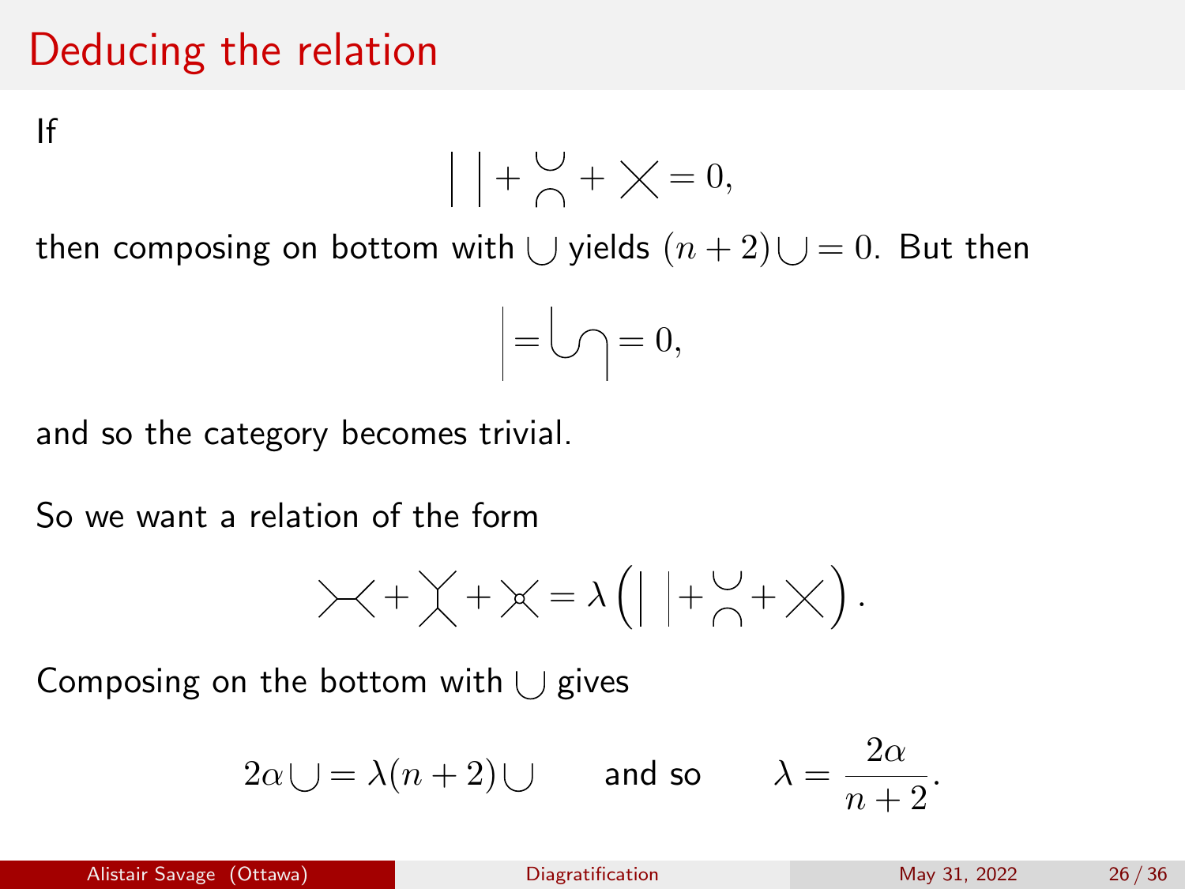# Deducing the relation

If

$$\Big|\ \Big| + \underset{\frown}{\smile} + \times = 0,$$

then composing on bottom with $\cup$ yields $(n+2)\cup = 0$. But then

$$\Big| = \cup\!\!\!\frown = 0,$$

and so the category becomes trivial.

So we want a relation of the form

$$\succ\!\!\prec + \curlyvee\!\!\!\!\curlywedge + \times = \lambda \left( \Big|\ \Big| + \underset{\frown}{\smile} + \times \right).$$

Composing on the bottom with $\cup$ gives

$$2\alpha \cup = \lambda(n+2) \cup \qquad \text{and so} \qquad \lambda = \frac{2\alpha}{n+2}.$$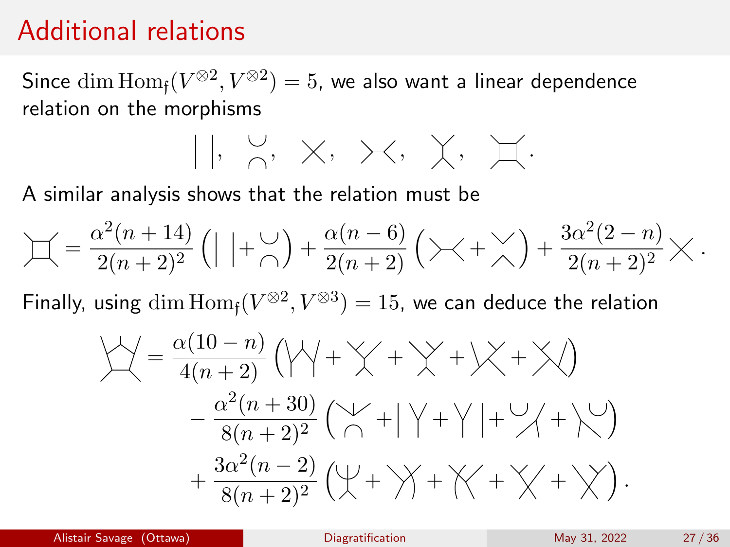# Additional relations

Since $\dim \mathrm{Hom}_{\mathfrak{f}}(V^{\otimes 2}, V^{\otimes 2}) = 5$, we also want a linear dependence relation on the morphisms

$$\Big|\,\Big|, \quad \substack{\cup \\ \cap}, \quad \times, \quad \succ\!\!\prec, \quad \Upsilon\!\!\curlywedge, \quad \square .$$

A similar analysis shows that the relation must be

$$\square = \frac{\alpha^2(n+14)}{2(n+2)^2}\left(\Big|\,\Big| + \substack{\cup \\ \cap}\right) + \frac{\alpha(n-6)}{2(n+2)}\left(\succ\!\!\prec + \Upsilon\!\!\curlywedge\right) + \frac{3\alpha^2(2-n)}{2(n+2)^2} \times .$$

Finally, using $\dim \mathrm{Hom}_{\mathfrak{f}}(V^{\otimes 2}, V^{\otimes 3}) = 15$, we can deduce the relation

$$\pentagon = \frac{\alpha(10-n)}{4(n+2)}\left(\cdots + \cdots + \cdots + \cdots + \cdots\right)$$
$$- \frac{\alpha^2(n+30)}{8(n+2)^2}\left(\cdots + \cdots + \cdots + \cdots + \cdots\right)$$
$$+ \frac{3\alpha^2(n-2)}{8(n+2)^2}\left(\cdots + \cdots + \cdots + \cdots + \cdots\right).$$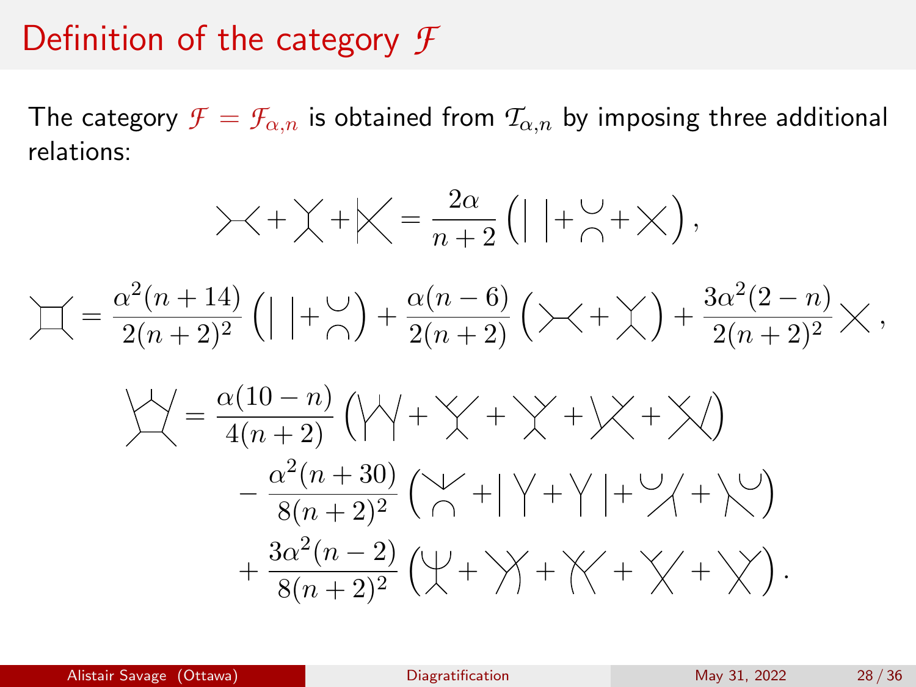# Definition of the category $\mathcal{F}$

The category $\mathcal{F} = \mathcal{F}_{\alpha,n}$ is obtained from $\mathcal{T}_{\alpha,n}$ by imposing three additional relations:

$$\succ\!\!\prec + \curlyvee\!\!\!\!\curlywedge + |\!\!\times = \frac{2\alpha}{n+2}\left( |\ | + \genfrac{}{}{0pt}{}{\smile}{\frown} + \times \right),$$

$$\square = \frac{\alpha^2(n+14)}{2(n+2)^2}\left( |\ | + \genfrac{}{}{0pt}{}{\smile}{\frown} \right) + \frac{\alpha(n-6)}{2(n+2)}\left( \succ\!\!\prec + \curlyvee\!\!\!\!\curlywedge \right) + \frac{3\alpha^2(2-n)}{2(n+2)^2} \times,$$

$$\pentagon = \frac{\alpha(10-n)}{4(n+2)}\left( \cdot + \cdot + \cdot + \cdot + \cdot \right)$$
$$- \frac{\alpha^2(n+30)}{8(n+2)^2}\left( \cdot + \cdot + \cdot + \cdot + \cdot \right)$$
$$+ \frac{3\alpha^2(n-2)}{8(n+2)^2}\left( \cdot + \cdot + \cdot + \cdot + \cdot \right).$$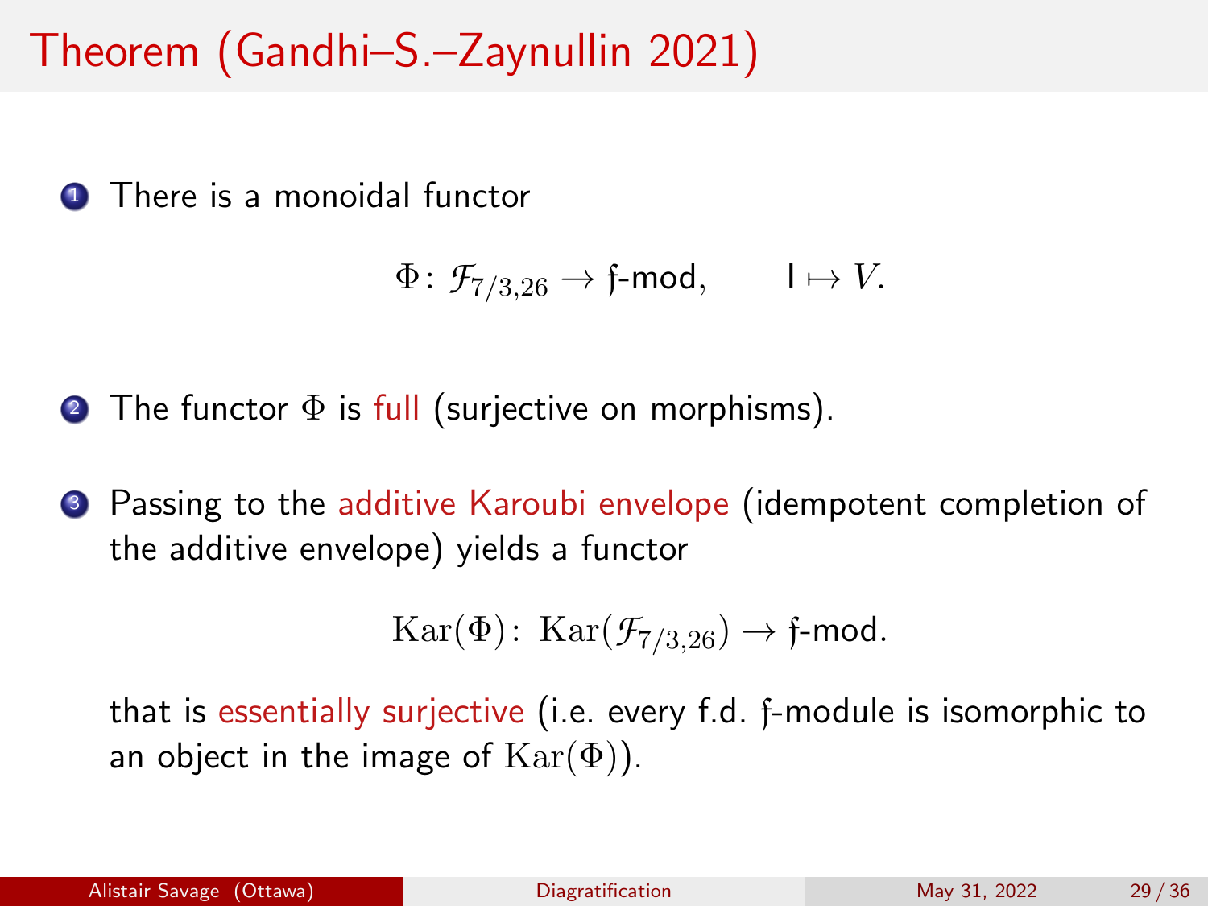# Theorem (Gandhi–S.–Zaynullin 2021)

1. There is a monoidal functor

$$\Phi \colon \mathcal{F}_{7/3,26} \to \mathfrak{f}\text{-mod}, \qquad \mathsf{I} \mapsto V.$$

2. The functor $\Phi$ is full (surjective on morphisms).

3. Passing to the additive Karoubi envelope (idempotent completion of the additive envelope) yields a functor

$$\mathrm{Kar}(\Phi) \colon \mathrm{Kar}(\mathcal{F}_{7/3,26}) \to \mathfrak{f}\text{-mod}.$$

that is essentially surjective (i.e. every f.d. $\mathfrak{f}$-module is isomorphic to an object in the image of $\mathrm{Kar}(\Phi)$).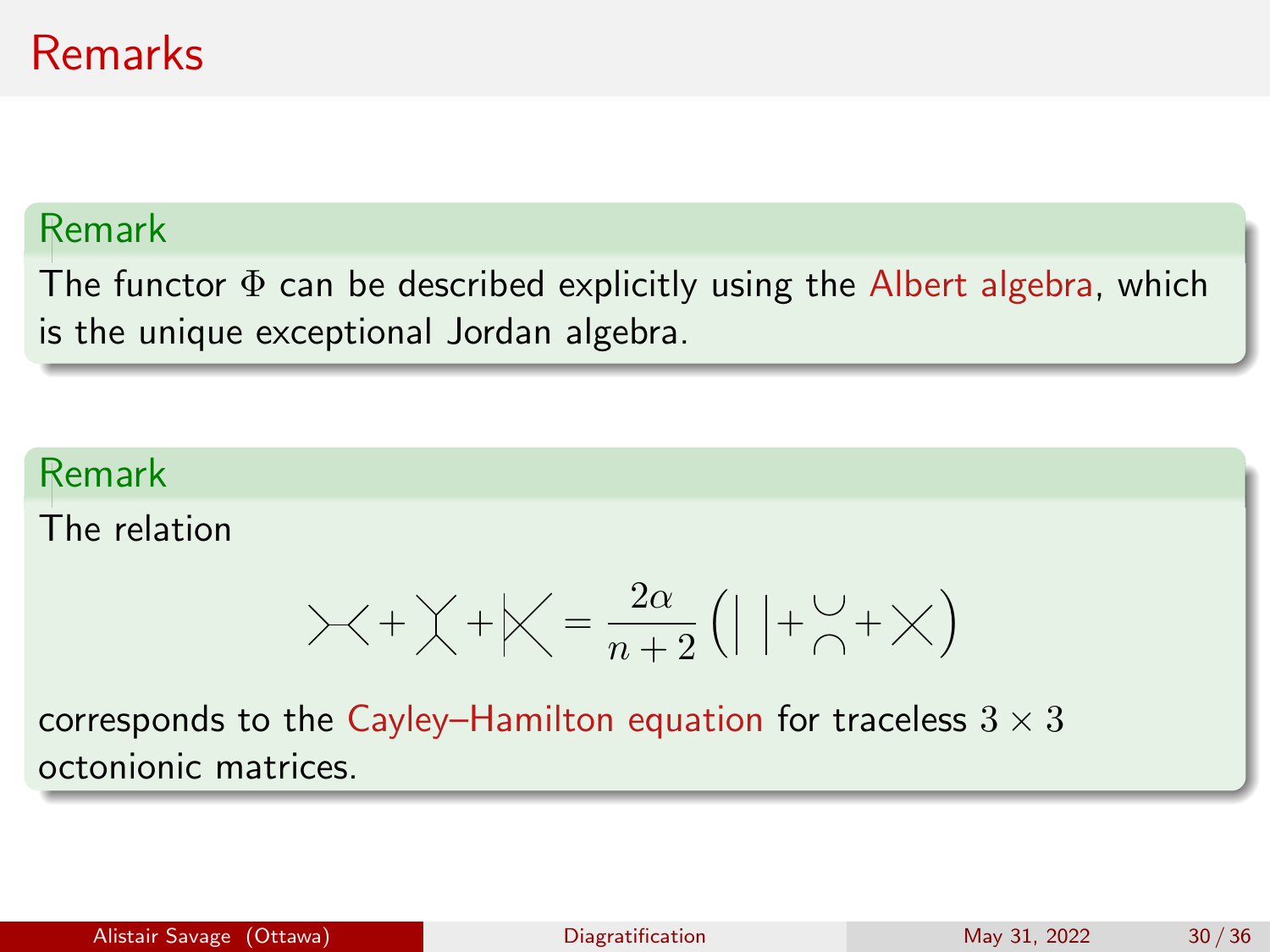# Remarks

**Remark**

The functor $\Phi$ can be described explicitly using the Albert algebra, which is the unique exceptional Jordan algebra.

**Remark**

The relation

$$\succ\!\!-\!\!\prec + \asymp + \mid\!\times = \frac{2\alpha}{n+2}\left( \mid\,\mid + \underset{\frown}{\smile} + \times \right)$$

corresponds to the Cayley–Hamilton equation for traceless $3 \times 3$ octonionic matrices.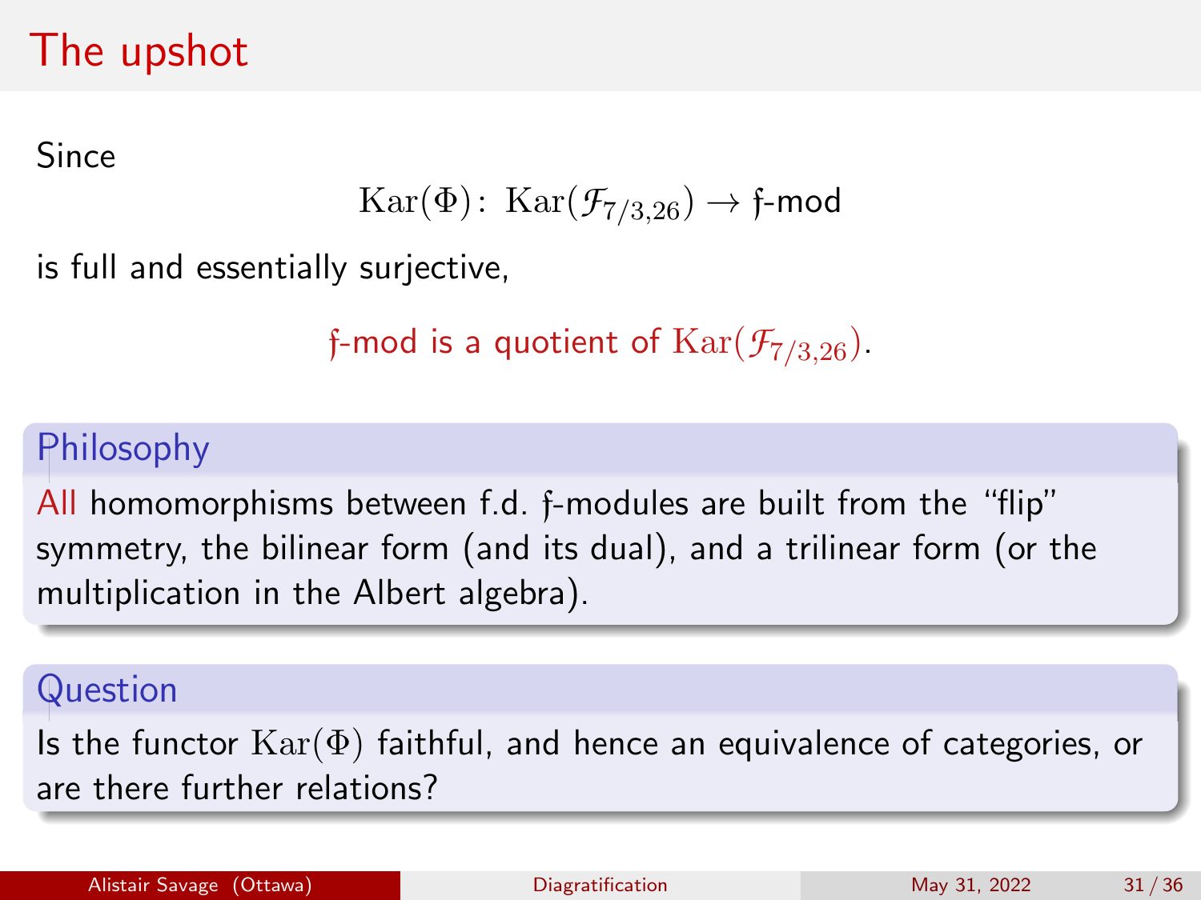# The upshot

Since

$$\mathrm{Kar}(\Phi)\colon\ \mathrm{Kar}(\mathcal{F}_{7/3,26}) \to \mathfrak{f}\text{-mod}$$

is full and essentially surjective,

$\mathfrak{f}$-mod is a quotient of $\mathrm{Kar}(\mathcal{F}_{7/3,26})$.

## Philosophy

All homomorphisms between f.d. $\mathfrak{f}$-modules are built from the "flip" symmetry, the bilinear form (and its dual), and a trilinear form (or the multiplication in the Albert algebra).

## Question

Is the functor $\mathrm{Kar}(\Phi)$ faithful, and hence an equivalence of categories, or are there further relations?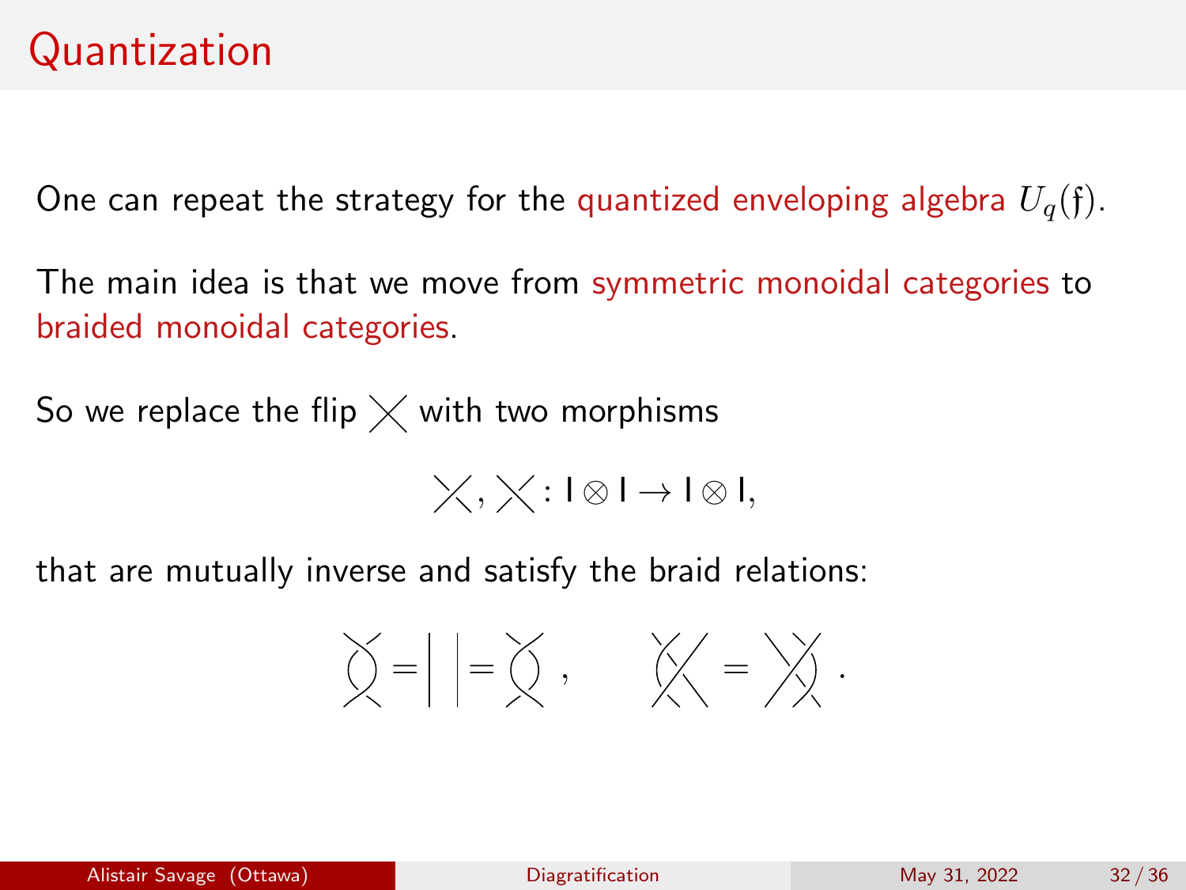# Quantization

One can repeat the strategy for the quantized enveloping algebra $U_q(\mathfrak{f})$.

The main idea is that we move from symmetric monoidal categories to braided monoidal categories.

So we replace the flip ╳ with two morphisms

$$╳, ╳ : \mathsf{I} \otimes \mathsf{I} \to \mathsf{I} \otimes \mathsf{I},$$

that are mutually inverse and satisfy the braid relations:

$$\text{(braid diagram)} = \mid \; \mid = \text{(braid diagram)}, \qquad \text{(braid diagram)} = \text{(braid diagram)}.$$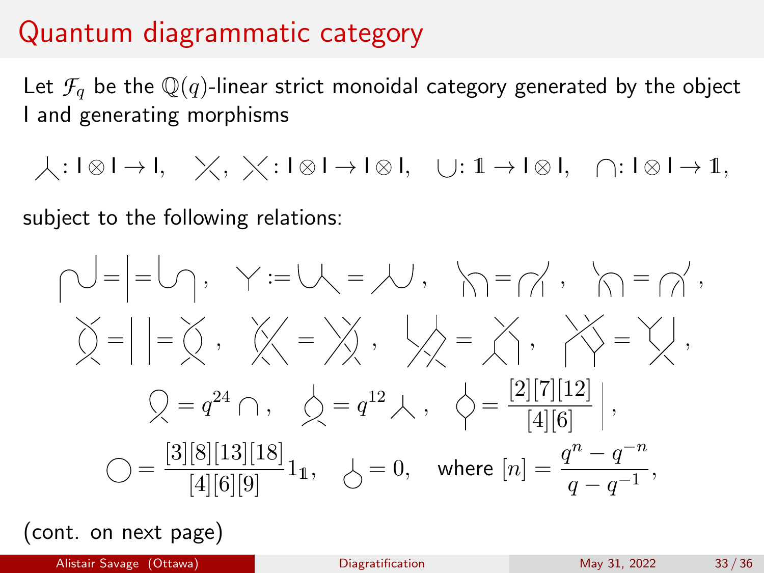# Quantum diagrammatic category

Let $\mathcal{F}_q$ be the $\mathbb{Q}(q)$-linear strict monoidal category generated by the object I and generating morphisms

$$\curlywedge \colon \mathsf{I} \otimes \mathsf{I} \to \mathsf{I}, \quad \times, \ \times \colon \mathsf{I} \otimes \mathsf{I} \to \mathsf{I} \otimes \mathsf{I}, \quad \cup \colon \mathbb{1} \to \mathsf{I} \otimes \mathsf{I}, \quad \cap \colon \mathsf{I} \otimes \mathsf{I} \to \mathbb{1},$$

subject to the following relations:

$$\mathrel{\curvearrowright\!\!\cup} = | = \cup\!\curvearrowright, \quad \curlyvee := \cup\!\curlywedge = \curlywedge\!\cup, \quad \ldots$$

$$\ldots$$

$$= q^{24} \cap, \quad = q^{12} \curlywedge, \quad = \frac{[2][7][12]}{[4][6]} \, |,$$

$$\bigcirc = \frac{[3][8][13][18]}{[4][6][9]} 1_{\mathbb{1}}, \quad = 0, \quad \text{where } [n] = \frac{q^n - q^{-n}}{q - q^{-1}},$$

(cont. on next page)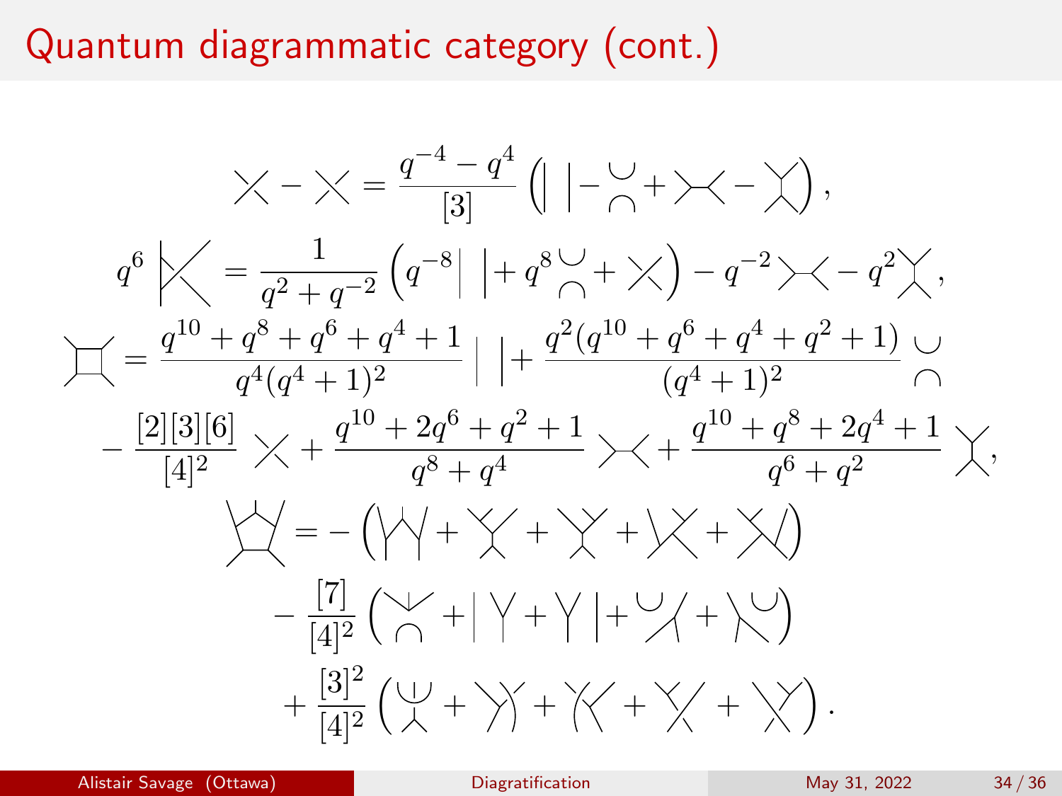# Quantum diagrammatic category (cont.)

The relations below are drawn as string diagrams; each diagram is shown here as [diagram].

$$[\text{diagram}] - [\text{diagram}] = \frac{q^{-4} - q^{4}}{[3]} \Big( [\text{diagram}] - [\text{diagram}] + [\text{diagram}] - [\text{diagram}] \Big),$$

$$q^{6}\, [\text{diagram}] = \frac{1}{q^{2} + q^{-2}} \Big( q^{-8} [\text{diagram}] + q^{8} [\text{diagram}] + [\text{diagram}] \Big) - q^{-2} [\text{diagram}] - q^{2} [\text{diagram}],$$

$$[\text{diagram}] = \frac{q^{10} + q^{8} + q^{6} + q^{4} + 1}{q^{4}(q^{4}+1)^{2}} [\text{diagram}] + \frac{q^{2}(q^{10} + q^{6} + q^{4} + q^{2} + 1)}{(q^{4}+1)^{2}} [\text{diagram}]$$

$$- \frac{[2][3][6]}{[4]^{2}} [\text{diagram}] + \frac{q^{10} + 2q^{6} + q^{2} + 1}{q^{8} + q^{4}} [\text{diagram}] + \frac{q^{10} + q^{8} + 2q^{4} + 1}{q^{6} + q^{2}} [\text{diagram}],$$

$$[\text{diagram}] = - \Big( [\text{diagram}] + [\text{diagram}] + [\text{diagram}] + [\text{diagram}] + [\text{diagram}] \Big)$$

$$- \frac{[7]}{[4]^{2}} \Big( [\text{diagram}] + [\text{diagram}] + [\text{diagram}] + [\text{diagram}] + [\text{diagram}] \Big)$$

$$+ \frac{[3]^{2}}{[4]^{2}} \Big( [\text{diagram}] + [\text{diagram}] + [\text{diagram}] + [\text{diagram}] + [\text{diagram}] \Big).$$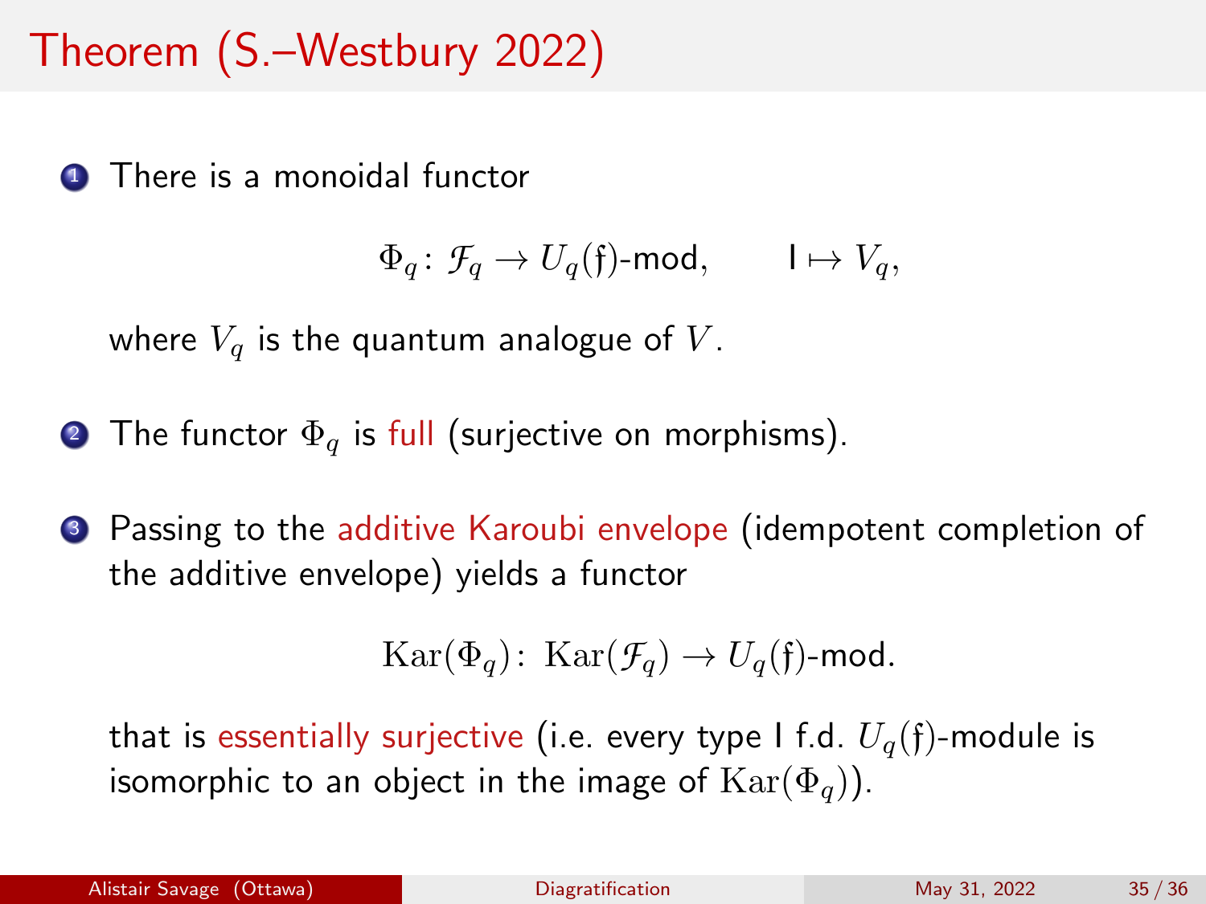# Theorem (S.–Westbury 2022)

1. There is a monoidal functor

$$\Phi_q \colon \mathcal{F}_q \to U_q(\mathfrak{f})\text{-mod}, \qquad \mathsf{I} \mapsto V_q,$$

   where $V_q$ is the quantum analogue of $V$.

2. The functor $\Phi_q$ is full (surjective on morphisms).

3. Passing to the additive Karoubi envelope (idempotent completion of the additive envelope) yields a functor

$$\mathrm{Kar}(\Phi_q) \colon \mathrm{Kar}(\mathcal{F}_q) \to U_q(\mathfrak{f})\text{-mod}.$$

   that is essentially surjective (i.e. every type I f.d. $U_q(\mathfrak{f})$-module is isomorphic to an object in the image of $\mathrm{Kar}(\Phi_q)$).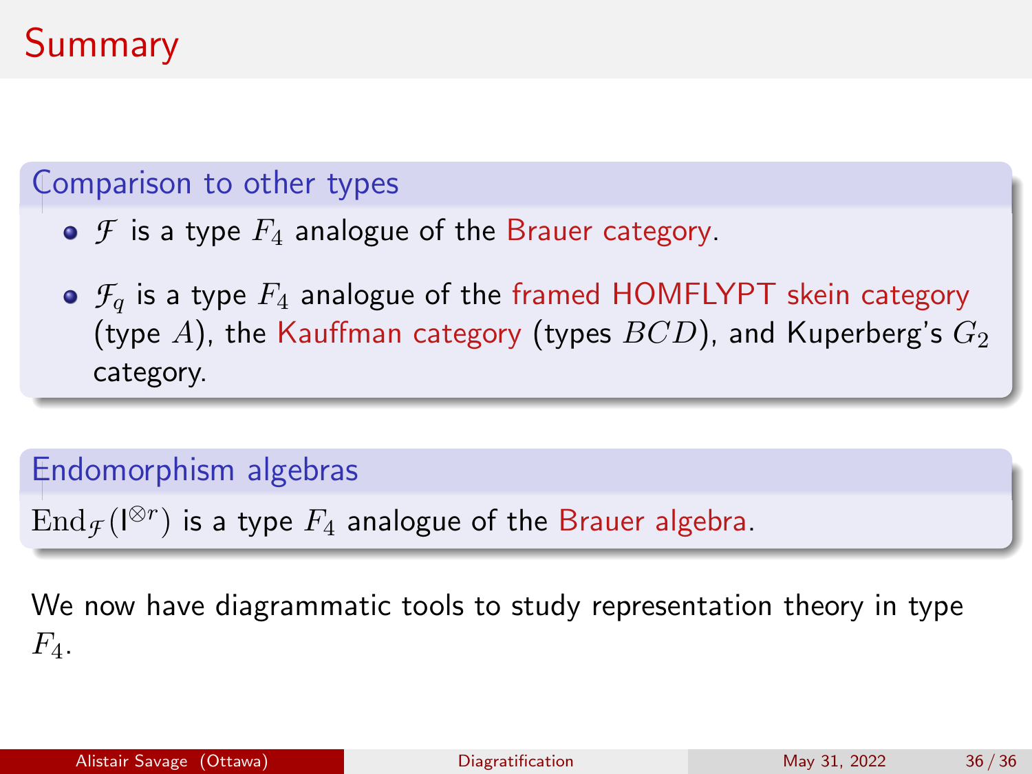# Summary

### Comparison to other types

- $\mathcal{F}$ is a type $F_4$ analogue of the Brauer category.
- $\mathcal{F}_q$ is a type $F_4$ analogue of the framed HOMFLYPT skein category (type $A$), the Kauffman category (types $BCD$), and Kuperberg's $G_2$ category.

### Endomorphism algebras

$\mathrm{End}_{\mathcal{F}}(\mathsf{I}^{\otimes r})$ is a type $F_4$ analogue of the Brauer algebra.

We now have diagrammatic tools to study representation theory in type $F_4$.